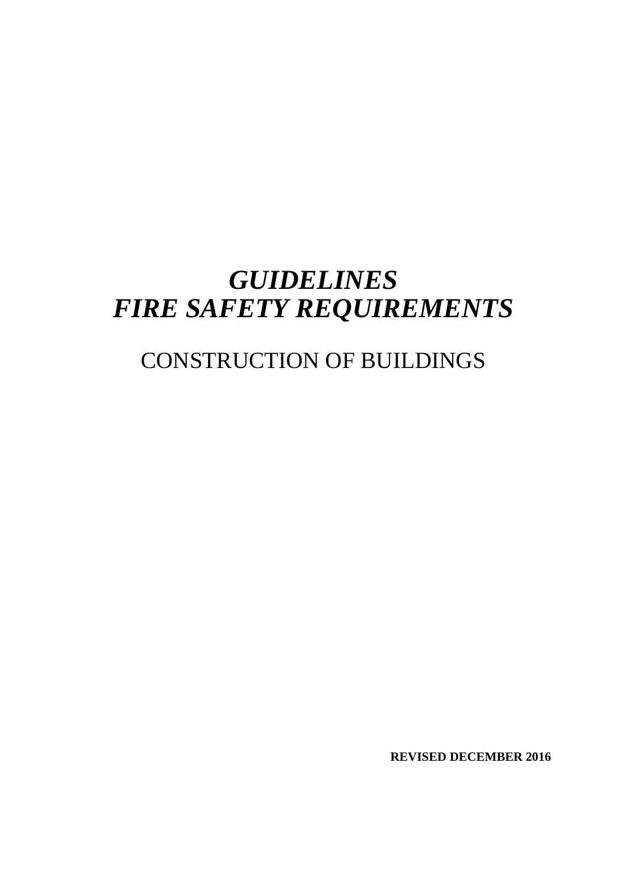# *GUIDELINES*
# *FIRE SAFETY REQUIREMENTS*

## CONSTRUCTION OF BUILDINGS

**REVISED DECEMBER 2016**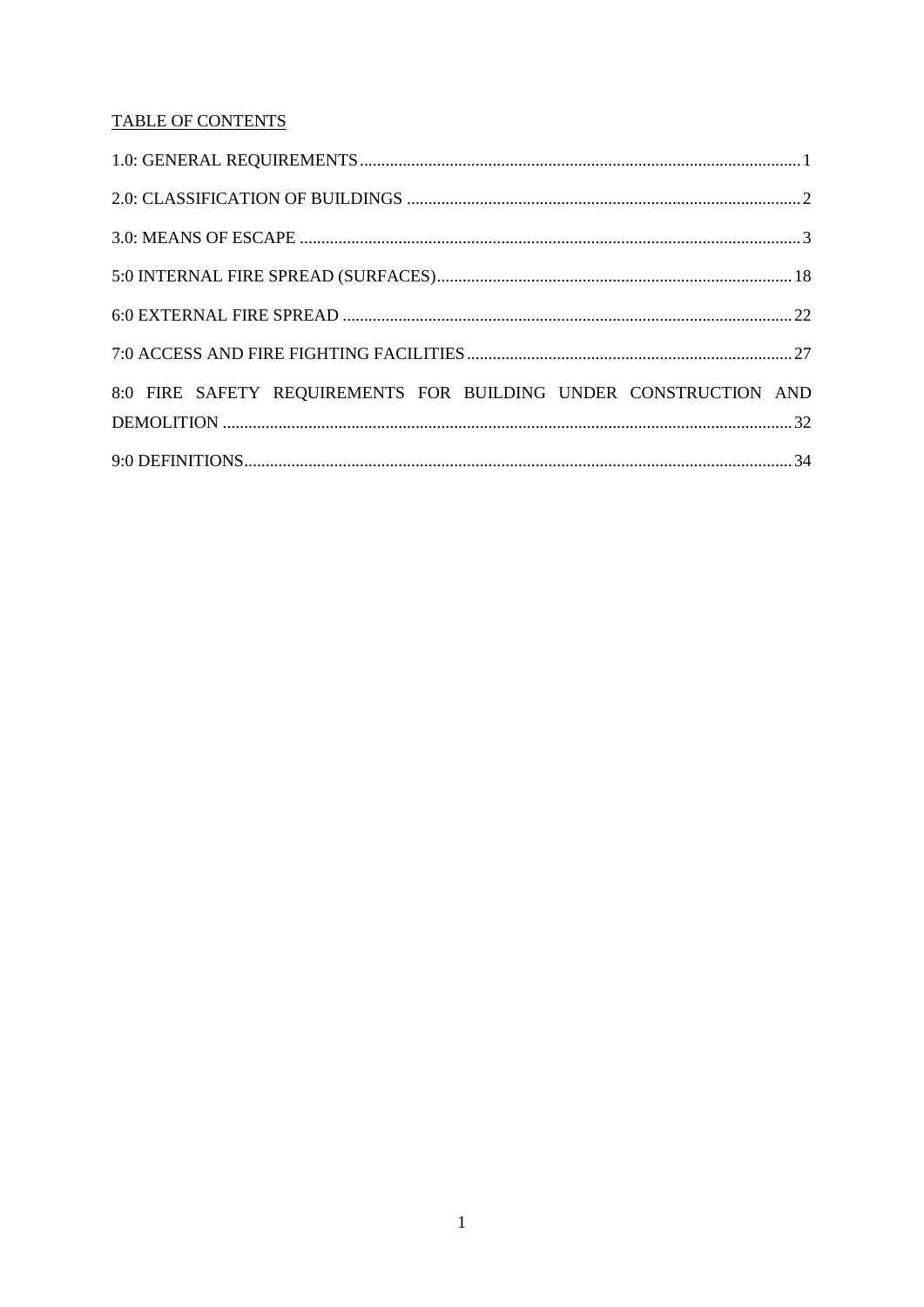TABLE OF CONTENTS

1.0: GENERAL REQUIREMENTS ........................................................................ 1

2.0: CLASSIFICATION OF BUILDINGS ........................................................................ 2

3.0: MEANS OF ESCAPE ........................................................................ 3

5:0 INTERNAL FIRE SPREAD (SURFACES) ........................................................................ 18

6:0 EXTERNAL FIRE SPREAD ........................................................................ 22

7:0 ACCESS AND FIRE FIGHTING FACILITIES ........................................................................ 27

8:0 FIRE SAFETY REQUIREMENTS FOR BUILDING UNDER CONSTRUCTION AND DEMOLITION ........................................................................ 32

9:0 DEFINITIONS ........................................................................ 34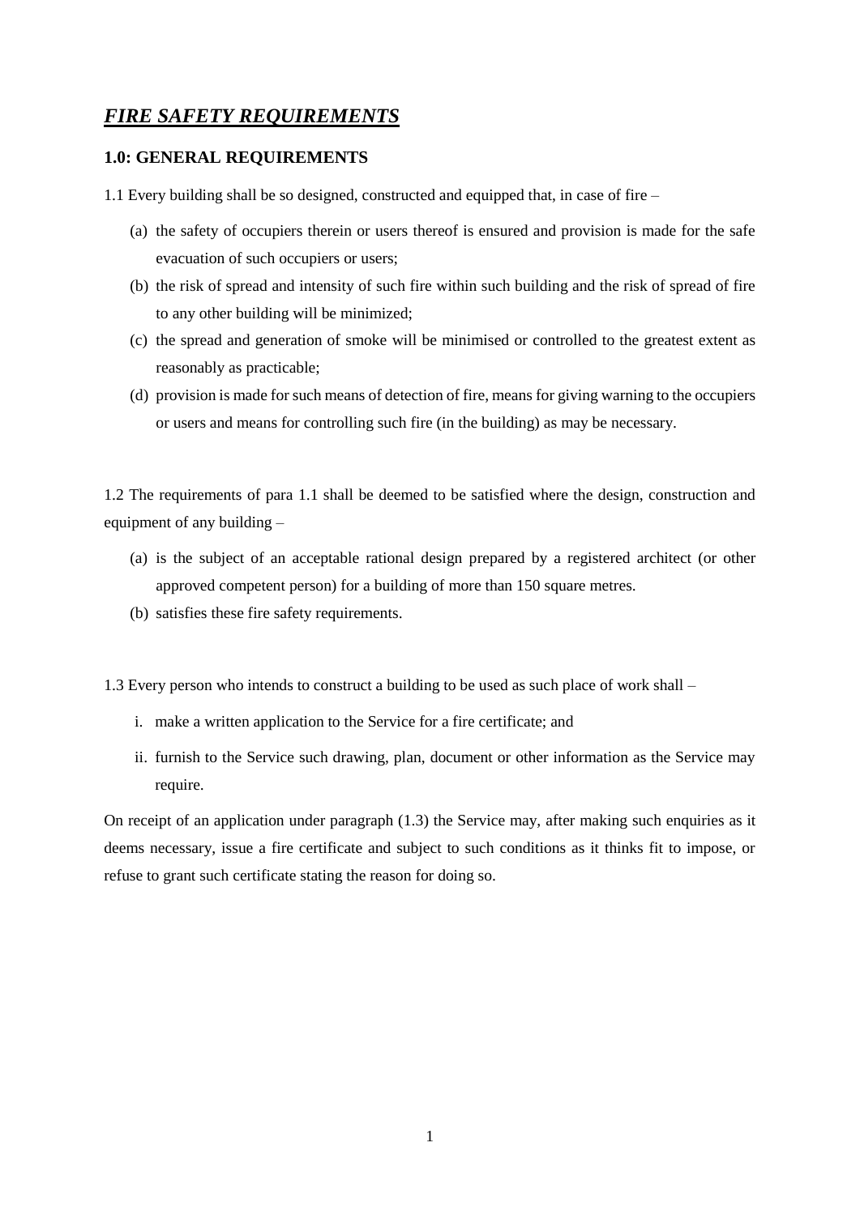# ***FIRE SAFETY REQUIREMENTS***

## 1.0: GENERAL REQUIREMENTS

1.1 Every building shall be so designed, constructed and equipped that, in case of fire –

(a) the safety of occupiers therein or users thereof is ensured and provision is made for the safe evacuation of such occupiers or users;

(b) the risk of spread and intensity of such fire within such building and the risk of spread of fire to any other building will be minimized;

(c) the spread and generation of smoke will be minimised or controlled to the greatest extent as reasonably as practicable;

(d) provision is made for such means of detection of fire, means for giving warning to the occupiers or users and means for controlling such fire (in the building) as may be necessary.

1.2 The requirements of para 1.1 shall be deemed to be satisfied where the design, construction and equipment of any building –

(a) is the subject of an acceptable rational design prepared by a registered architect (or other approved competent person) for a building of more than 150 square metres.

(b) satisfies these fire safety requirements.

1.3 Every person who intends to construct a building to be used as such place of work shall –

i. make a written application to the Service for a fire certificate; and

ii. furnish to the Service such drawing, plan, document or other information as the Service may require.

On receipt of an application under paragraph (1.3) the Service may, after making such enquiries as it deems necessary, issue a fire certificate and subject to such conditions as it thinks fit to impose, or refuse to grant such certificate stating the reason for doing so.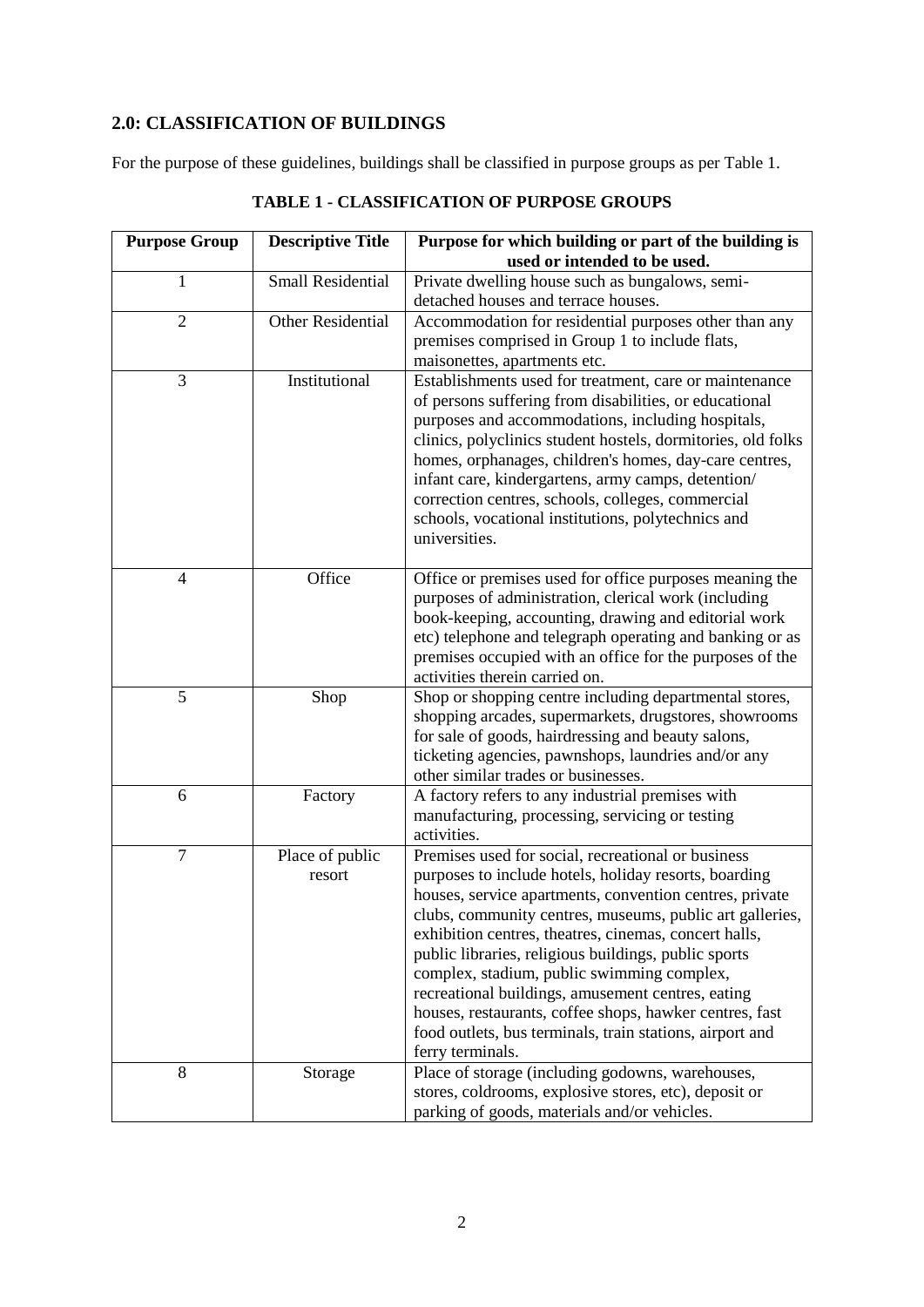## 2.0: CLASSIFICATION OF BUILDINGS

For the purpose of these guidelines, buildings shall be classified in purpose groups as per Table 1.

**TABLE 1 - CLASSIFICATION OF PURPOSE GROUPS**

| Purpose Group | Descriptive Title | Purpose for which building or part of the building is used or intended to be used. |
|---|---|---|
| 1 | Small Residential | Private dwelling house such as bungalows, semi-detached houses and terrace houses. |
| 2 | Other Residential | Accommodation for residential purposes other than any premises comprised in Group 1 to include flats, maisonettes, apartments etc. |
| 3 | Institutional | Establishments used for treatment, care or maintenance of persons suffering from disabilities, or educational purposes and accommodations, including hospitals, clinics, polyclinics student hostels, dormitories, old folks homes, orphanages, children's homes, day-care centres, infant care, kindergartens, army camps, detention/ correction centres, schools, colleges, commercial schools, vocational institutions, polytechnics and universities. |
| 4 | Office | Office or premises used for office purposes meaning the purposes of administration, clerical work (including book-keeping, accounting, drawing and editorial work etc) telephone and telegraph operating and banking or as premises occupied with an office for the purposes of the activities therein carried on. |
| 5 | Shop | Shop or shopping centre including departmental stores, shopping arcades, supermarkets, drugstores, showrooms for sale of goods, hairdressing and beauty salons, ticketing agencies, pawnshops, laundries and/or any other similar trades or businesses. |
| 6 | Factory | A factory refers to any industrial premises with manufacturing, processing, servicing or testing activities. |
| 7 | Place of public resort | Premises used for social, recreational or business purposes to include hotels, holiday resorts, boarding houses, service apartments, convention centres, private clubs, community centres, museums, public art galleries, exhibition centres, theatres, cinemas, concert halls, public libraries, religious buildings, public sports complex, stadium, public swimming complex, recreational buildings, amusement centres, eating houses, restaurants, coffee shops, hawker centres, fast food outlets, bus terminals, train stations, airport and ferry terminals. |
| 8 | Storage | Place of storage (including godowns, warehouses, stores, coldrooms, explosive stores, etc), deposit or parking of goods, materials and/or vehicles. |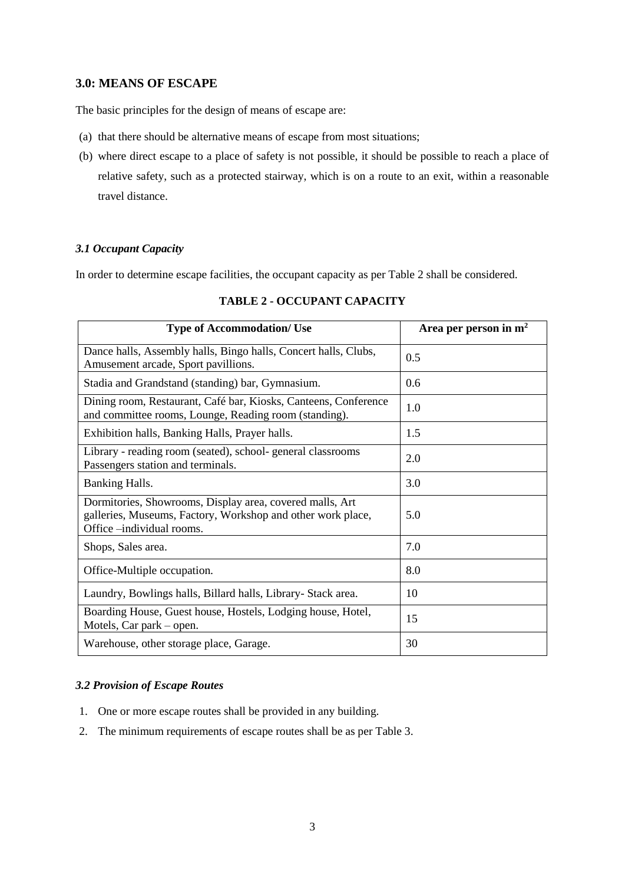## 3.0: MEANS OF ESCAPE

The basic principles for the design of means of escape are:

(a) that there should be alternative means of escape from most situations;

(b) where direct escape to a place of safety is not possible, it should be possible to reach a place of relative safety, such as a protected stairway, which is on a route to an exit, within a reasonable travel distance.

### *3.1 Occupant Capacity*

In order to determine escape facilities, the occupant capacity as per Table 2 shall be considered.

**TABLE 2 - OCCUPANT CAPACITY**

| Type of Accommodation/ Use | Area per person in $m^2$ |
|---|---|
| Dance halls, Assembly halls, Bingo halls, Concert halls, Clubs, Amusement arcade, Sport pavillions. | 0.5 |
| Stadia and Grandstand (standing) bar, Gymnasium. | 0.6 |
| Dining room, Restaurant, Café bar, Kiosks, Canteens, Conference and committee rooms, Lounge, Reading room (standing). | 1.0 |
| Exhibition halls, Banking Halls, Prayer halls. | 1.5 |
| Library - reading room (seated), school- general classrooms Passengers station and terminals. | 2.0 |
| Banking Halls. | 3.0 |
| Dormitories, Showrooms, Display area, covered malls, Art galleries, Museums, Factory, Workshop and other work place, Office –individual rooms. | 5.0 |
| Shops, Sales area. | 7.0 |
| Office-Multiple occupation. | 8.0 |
| Laundry, Bowlings halls, Billard halls, Library- Stack area. | 10 |
| Boarding House, Guest house, Hostels, Lodging house, Hotel, Motels, Car park – open. | 15 |
| Warehouse, other storage place, Garage. | 30 |

### *3.2 Provision of Escape Routes*

1. One or more escape routes shall be provided in any building.
2. The minimum requirements of escape routes shall be as per Table 3.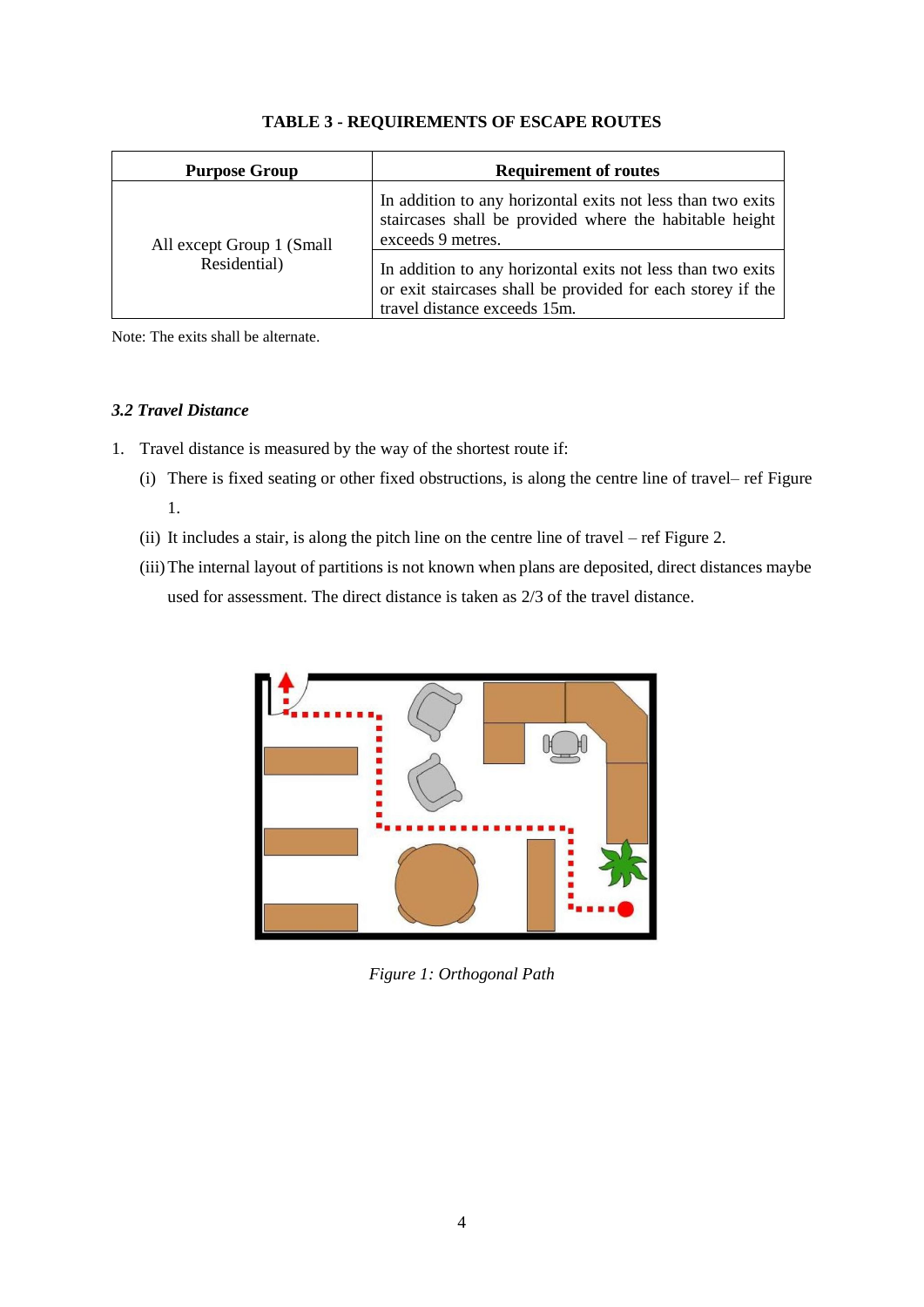**TABLE 3 - REQUIREMENTS OF ESCAPE ROUTES**

| Purpose Group | Requirement of routes |
|---|---|
| All except Group 1 (Small Residential) | In addition to any horizontal exits not less than two exits staircases shall be provided where the habitable height exceeds 9 metres. |
| | In addition to any horizontal exits not less than two exits or exit staircases shall be provided for each storey if the travel distance exceeds 15m. |

Note: The exits shall be alternate.

### *3.2 Travel Distance*

1. Travel distance is measured by the way of the shortest route if:
   - (i) There is fixed seating or other fixed obstructions, is along the centre line of travel– ref Figure 1.
   - (ii) It includes a stair, is along the pitch line on the centre line of travel – ref Figure 2.
   - (iii) The internal layout of partitions is not known when plans are deposited, direct distances maybe used for assessment. The direct distance is taken as 2/3 of the travel distance.

*Figure 1: Orthogonal Path*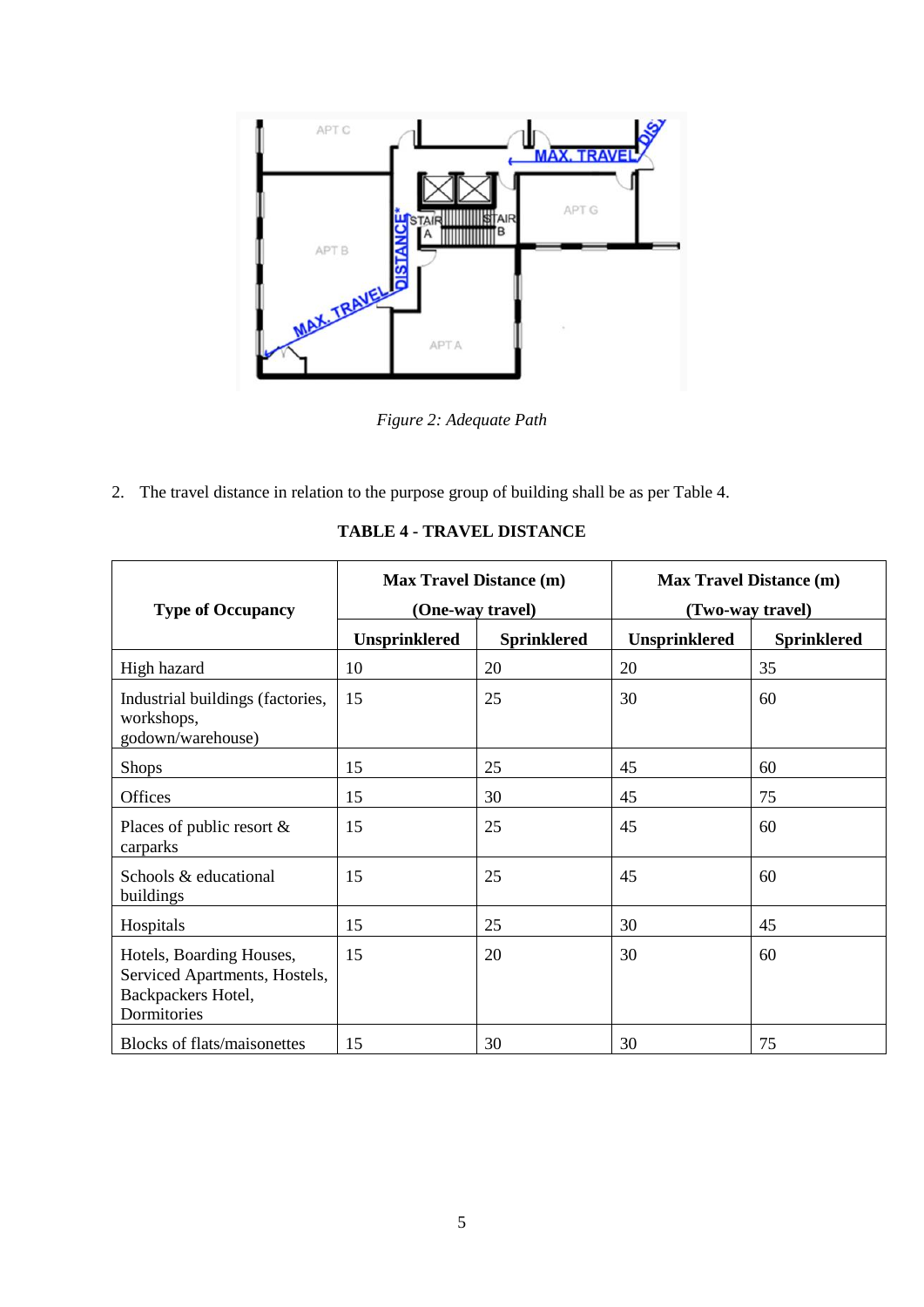*Figure 2: Adequate Path*

2. The travel distance in relation to the purpose group of building shall be as per Table 4.

**TABLE 4 - TRAVEL DISTANCE**

| Type of Occupancy | Max Travel Distance (m) (One-way travel) | | Max Travel Distance (m) (Two-way travel) | |
|---|---|---|---|---|
| | **Unsprinklered** | **Sprinklered** | **Unsprinklered** | **Sprinklered** |
| High hazard | 10 | 20 | 20 | 35 |
| Industrial buildings (factories, workshops, godown/warehouse) | 15 | 25 | 30 | 60 |
| Shops | 15 | 25 | 45 | 60 |
| Offices | 15 | 30 | 45 | 75 |
| Places of public resort & carparks | 15 | 25 | 45 | 60 |
| Schools & educational buildings | 15 | 25 | 45 | 60 |
| Hospitals | 15 | 25 | 30 | 45 |
| Hotels, Boarding Houses, Serviced Apartments, Hostels, Backpackers Hotel, Dormitories | 15 | 20 | 30 | 60 |
| Blocks of flats/maisonettes | 15 | 30 | 30 | 75 |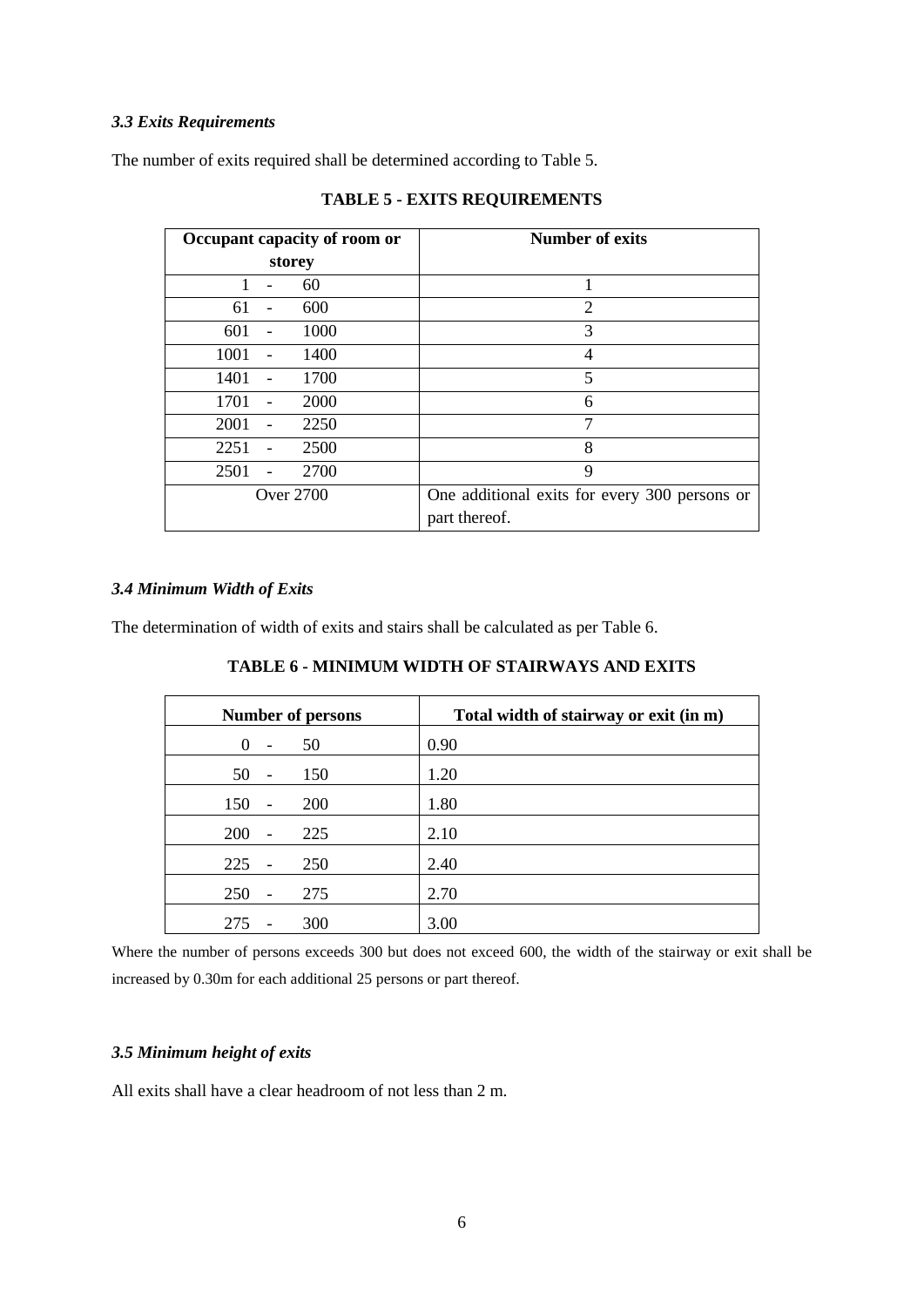### *3.3 Exits Requirements*

The number of exits required shall be determined according to Table 5.

**TABLE 5 - EXITS REQUIREMENTS**

| Occupant capacity of room or storey | Number of exits |
|---|---|
| 1 - 60 | 1 |
| 61 - 600 | 2 |
| 601 - 1000 | 3 |
| 1001 - 1400 | 4 |
| 1401 - 1700 | 5 |
| 1701 - 2000 | 6 |
| 2001 - 2250 | 7 |
| 2251 - 2500 | 8 |
| 2501 - 2700 | 9 |
| Over 2700 | One additional exits for every 300 persons or part thereof. |

### *3.4 Minimum Width of Exits*

The determination of width of exits and stairs shall be calculated as per Table 6.

**TABLE 6 - MINIMUM WIDTH OF STAIRWAYS AND EXITS**

| Number of persons | Total width of stairway or exit (in m) |
|---|---|
| 0 - 50 | 0.90 |
| 50 - 150 | 1.20 |
| 150 - 200 | 1.80 |
| 200 - 225 | 2.10 |
| 225 - 250 | 2.40 |
| 250 - 275 | 2.70 |
| 275 - 300 | 3.00 |

Where the number of persons exceeds 300 but does not exceed 600, the width of the stairway or exit shall be increased by 0.30m for each additional 25 persons or part thereof.

### *3.5 Minimum height of exits*

All exits shall have a clear headroom of not less than 2 m.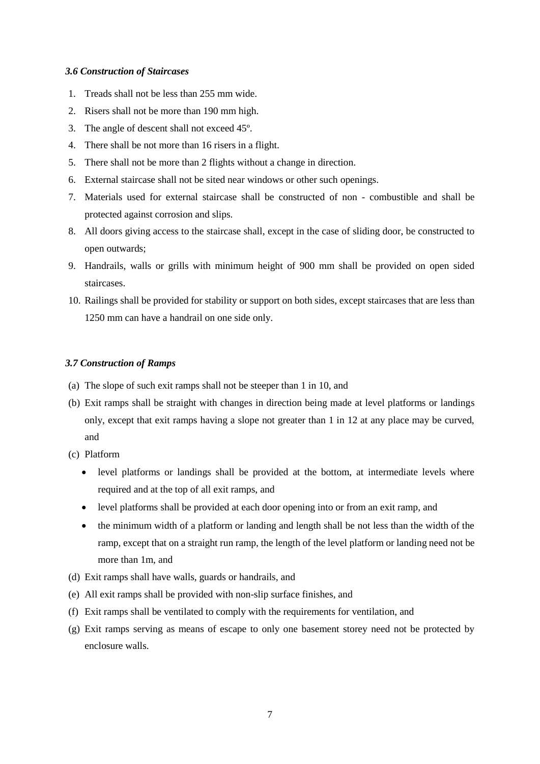### *3.6 Construction of Staircases*

1. Treads shall not be less than 255 mm wide.
2. Risers shall not be more than 190 mm high.
3. The angle of descent shall not exceed 45º.
4. There shall be not more than 16 risers in a flight.
5. There shall not be more than 2 flights without a change in direction.
6. External staircase shall not be sited near windows or other such openings.
7. Materials used for external staircase shall be constructed of non - combustible and shall be protected against corrosion and slips.
8. All doors giving access to the staircase shall, except in the case of sliding door, be constructed to open outwards;
9. Handrails, walls or grills with minimum height of 900 mm shall be provided on open sided staircases.
10. Railings shall be provided for stability or support on both sides, except staircases that are less than 1250 mm can have a handrail on one side only.

### *3.7 Construction of Ramps*

(a) The slope of such exit ramps shall not be steeper than 1 in 10, and

(b) Exit ramps shall be straight with changes in direction being made at level platforms or landings only, except that exit ramps having a slope not greater than 1 in 12 at any place may be curved, and

(c) Platform

- level platforms or landings shall be provided at the bottom, at intermediate levels where required and at the top of all exit ramps, and
- level platforms shall be provided at each door opening into or from an exit ramp, and
- the minimum width of a platform or landing and length shall be not less than the width of the ramp, except that on a straight run ramp, the length of the level platform or landing need not be more than 1m, and

(d) Exit ramps shall have walls, guards or handrails, and

(e) All exit ramps shall be provided with non-slip surface finishes, and

(f) Exit ramps shall be ventilated to comply with the requirements for ventilation, and

(g) Exit ramps serving as means of escape to only one basement storey need not be protected by enclosure walls.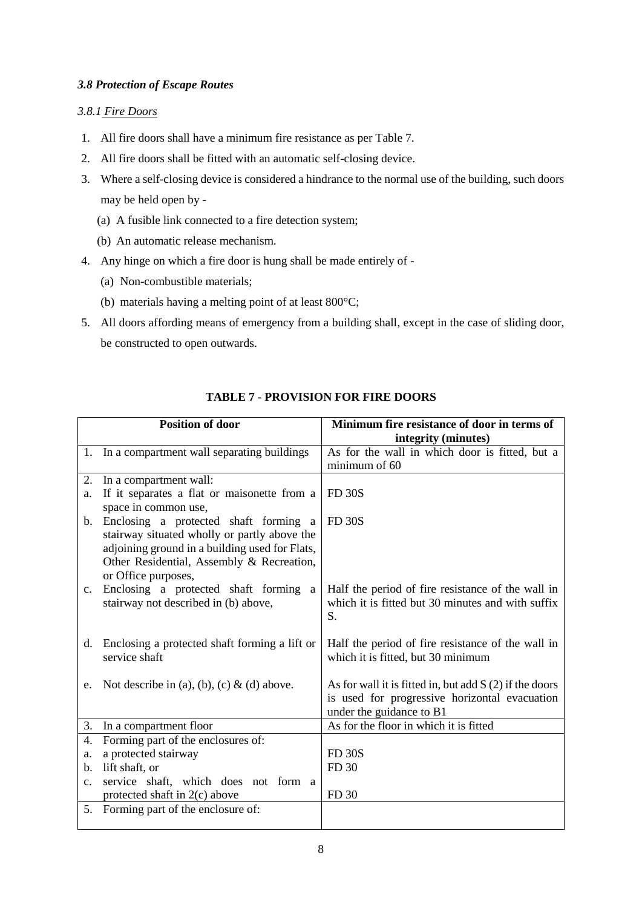### *3.8 Protection of Escape Routes*

*3.8.1 Fire Doors*

1. All fire doors shall have a minimum fire resistance as per Table 7.
2. All fire doors shall be fitted with an automatic self-closing device.
3. Where a self-closing device is considered a hindrance to the normal use of the building, such doors may be held open by -
   (a) A fusible link connected to a fire detection system;
   (b) An automatic release mechanism.
4. Any hinge on which a fire door is hung shall be made entirely of -
   (a) Non-combustible materials;
   (b) materials having a melting point of at least 800°C;
5. All doors affording means of emergency from a building shall, except in the case of sliding door, be constructed to open outwards.

**TABLE 7 - PROVISION FOR FIRE DOORS**

| Position of door | Minimum fire resistance of door in terms of integrity (minutes) |
|---|---|
| 1. In a compartment wall separating buildings | As for the wall in which door is fitted, but a minimum of 60 |
| 2. In a compartment wall: | |
| a. If it separates a flat or maisonette from a space in common use, | FD 30S |
| b. Enclosing a protected shaft forming a stairway situated wholly or partly above the adjoining ground in a building used for Flats, Other Residential, Assembly & Recreation, or Office purposes, | FD 30S |
| c. Enclosing a protected shaft forming a stairway not described in (b) above, | Half the period of fire resistance of the wall in which it is fitted but 30 minutes and with suffix S. |
| d. Enclosing a protected shaft forming a lift or service shaft | Half the period of fire resistance of the wall in which it is fitted, but 30 minimum |
| e. Not describe in (a), (b), (c) & (d) above. | As for wall it is fitted in, but add S (2) if the doors is used for progressive horizontal evacuation under the guidance to B1 |
| 3. In a compartment floor | As for the floor in which it is fitted |
| 4. Forming part of the enclosures of: | |
| a. a protected stairway | FD 30S |
| b. lift shaft, or | FD 30 |
| c. service shaft, which does not form a protected shaft in 2(c) above | FD 30 |
| 5. Forming part of the enclosure of: | |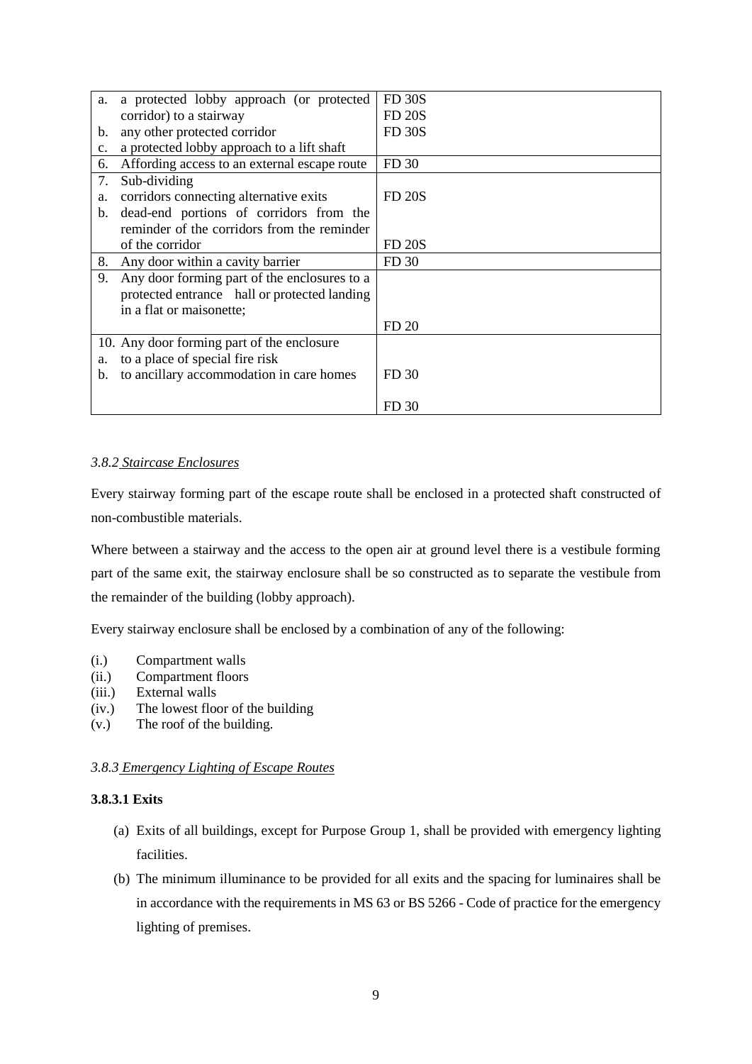| | |
|---|---|
| a. a protected lobby approach (or protected corridor) to a stairway<br>b. any other protected corridor<br>c. a protected lobby approach to a lift shaft | FD 30S<br>FD 20S<br>FD 30S |
| 6. Affording access to an external escape route | FD 30 |
| 7. Sub-dividing<br>a. corridors connecting alternative exits<br>b. dead-end portions of corridors from the reminder of the corridors from the reminder of the corridor | <br>FD 20S<br><br>FD 20S |
| 8. Any door within a cavity barrier | FD 30 |
| 9. Any door forming part of the enclosures to a protected entrance hall or protected landing in a flat or maisonette; | FD 20 |
| 10. Any door forming part of the enclosure<br>a. to a place of special fire risk<br>b. to ancillary accommodation in care homes | <br><br>FD 30<br>FD 30 |

*3.8.2 Staircase Enclosures*

Every stairway forming part of the escape route shall be enclosed in a protected shaft constructed of non-combustible materials.

Where between a stairway and the access to the open air at ground level there is a vestibule forming part of the same exit, the stairway enclosure shall be so constructed as to separate the vestibule from the remainder of the building (lobby approach).

Every stairway enclosure shall be enclosed by a combination of any of the following:

(i.) Compartment walls
(ii.) Compartment floors
(iii.) External walls
(iv.) The lowest floor of the building
(v.) The roof of the building.

*3.8.3 Emergency Lighting of Escape Routes*

**3.8.3.1 Exits**

(a) Exits of all buildings, except for Purpose Group 1, shall be provided with emergency lighting facilities.

(b) The minimum illuminance to be provided for all exits and the spacing for luminaires shall be in accordance with the requirements in MS 63 or BS 5266 - Code of practice for the emergency lighting of premises.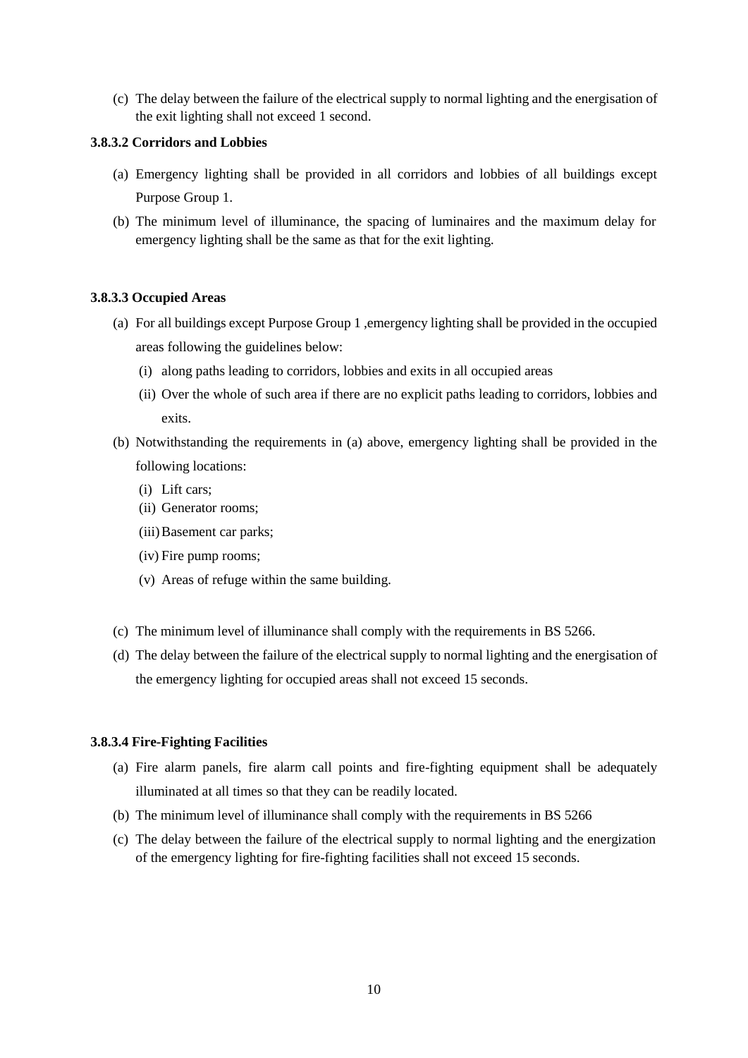(c) The delay between the failure of the electrical supply to normal lighting and the energisation of the exit lighting shall not exceed 1 second.

#### 3.8.3.2 Corridors and Lobbies

(a) Emergency lighting shall be provided in all corridors and lobbies of all buildings except Purpose Group 1.

(b) The minimum level of illuminance, the spacing of luminaires and the maximum delay for emergency lighting shall be the same as that for the exit lighting.

#### 3.8.3.3 Occupied Areas

(a) For all buildings except Purpose Group 1 ,emergency lighting shall be provided in the occupied areas following the guidelines below:

   (i) along paths leading to corridors, lobbies and exits in all occupied areas

   (ii) Over the whole of such area if there are no explicit paths leading to corridors, lobbies and exits.

(b) Notwithstanding the requirements in (a) above, emergency lighting shall be provided in the following locations:

   (i) Lift cars;

   (ii) Generator rooms;

   (iii) Basement car parks;

   (iv) Fire pump rooms;

   (v) Areas of refuge within the same building.

(c) The minimum level of illuminance shall comply with the requirements in BS 5266.

(d) The delay between the failure of the electrical supply to normal lighting and the energisation of the emergency lighting for occupied areas shall not exceed 15 seconds.

#### 3.8.3.4 Fire-Fighting Facilities

(a) Fire alarm panels, fire alarm call points and fire-fighting equipment shall be adequately illuminated at all times so that they can be readily located.

(b) The minimum level of illuminance shall comply with the requirements in BS 5266

(c) The delay between the failure of the electrical supply to normal lighting and the energization of the emergency lighting for fire-fighting facilities shall not exceed 15 seconds.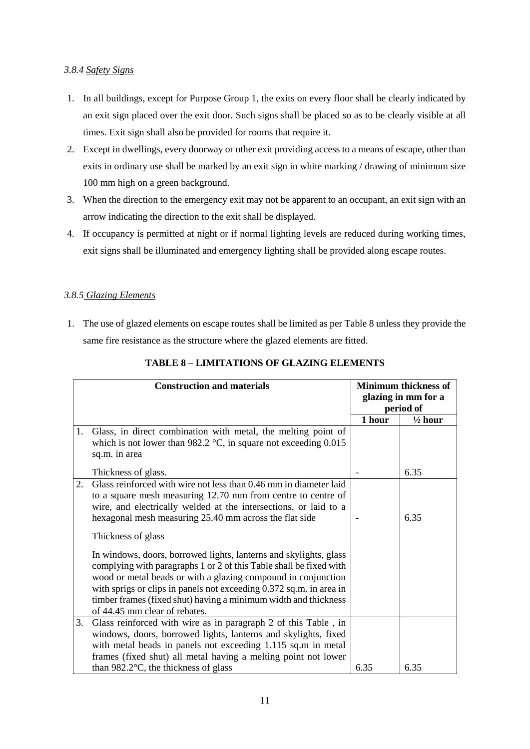*3.8.4 Safety Signs*

1. In all buildings, except for Purpose Group 1, the exits on every floor shall be clearly indicated by an exit sign placed over the exit door. Such signs shall be placed so as to be clearly visible at all times. Exit sign shall also be provided for rooms that require it.
2. Except in dwellings, every doorway or other exit providing access to a means of escape, other than exits in ordinary use shall be marked by an exit sign in white marking / drawing of minimum size 100 mm high on a green background.
3. When the direction to the emergency exit may not be apparent to an occupant, an exit sign with an arrow indicating the direction to the exit shall be displayed.
4. If occupancy is permitted at night or if normal lighting levels are reduced during working times, exit signs shall be illuminated and emergency lighting shall be provided along escape routes.

*3.8.5 Glazing Elements*

1. The use of glazed elements on escape routes shall be limited as per Table 8 unless they provide the same fire resistance as the structure where the glazed elements are fitted.

**TABLE 8 – LIMITATIONS OF GLAZING ELEMENTS**

| | Construction and materials | Minimum thickness of glazing in mm for a period of | |
|---|---|---|---|
| | | 1 hour | ½ hour |
| 1. | Glass, in direct combination with metal, the melting point of which is not lower than 982.2 °C, in square not exceeding 0.015 sq.m. in area<br><br>Thickness of glass. | - | 6.35 |
| 2. | Glass reinforced with wire not less than 0.46 mm in diameter laid to a square mesh measuring 12.70 mm from centre to centre of wire, and electrically welded at the intersections, or laid to a hexagonal mesh measuring 25.40 mm across the flat side<br><br>Thickness of glass<br><br>In windows, doors, borrowed lights, lanterns and skylights, glass complying with paragraphs 1 or 2 of this Table shall be fixed with wood or metal beads or with a glazing compound in conjunction with sprigs or clips in panels not exceeding 0.372 sq.m. in area in timber frames (fixed shut) having a minimum width and thickness of 44.45 mm clear of rebates. | - | 6.35 |
| 3. | Glass reinforced with wire as in paragraph 2 of this Table , in windows, doors, borrowed lights, lanterns and skylights, fixed with metal beads in panels not exceeding 1.115 sq.m in metal frames (fixed shut) all metal having a melting point not lower than 982.2°C, the thickness of glass | 6.35 | 6.35 |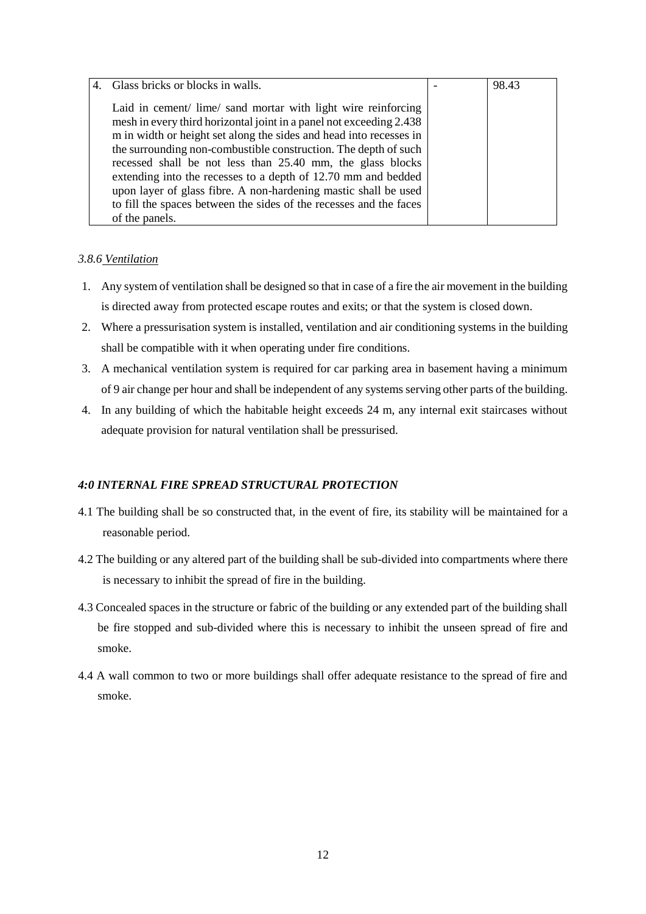| 4. | Glass bricks or blocks in walls.<br><br>Laid in cement/ lime/ sand mortar with light wire reinforcing mesh in every third horizontal joint in a panel not exceeding 2.438 m in width or height set along the sides and head into recesses in the surrounding non-combustible construction. The depth of such recessed shall be not less than 25.40 mm, the glass blocks extending into the recesses to a depth of 12.70 mm and bedded upon layer of glass fibre. A non-hardening mastic shall be used to fill the spaces between the sides of the recesses and the faces of the panels. | - | 98.43 |
|---|---|---|---|

*3.8.6 Ventilation*

1. Any system of ventilation shall be designed so that in case of a fire the air movement in the building is directed away from protected escape routes and exits; or that the system is closed down.
2. Where a pressurisation system is installed, ventilation and air conditioning systems in the building shall be compatible with it when operating under fire conditions.
3. A mechanical ventilation system is required for car parking area in basement having a minimum of 9 air change per hour and shall be independent of any systems serving other parts of the building.
4. In any building of which the habitable height exceeds 24 m, any internal exit staircases without adequate provision for natural ventilation shall be pressurised.

***4:0 INTERNAL FIRE SPREAD STRUCTURAL PROTECTION***

4.1 The building shall be so constructed that, in the event of fire, its stability will be maintained for a reasonable period.

4.2 The building or any altered part of the building shall be sub-divided into compartments where there is necessary to inhibit the spread of fire in the building.

4.3 Concealed spaces in the structure or fabric of the building or any extended part of the building shall be fire stopped and sub-divided where this is necessary to inhibit the unseen spread of fire and smoke.

4.4 A wall common to two or more buildings shall offer adequate resistance to the spread of fire and smoke.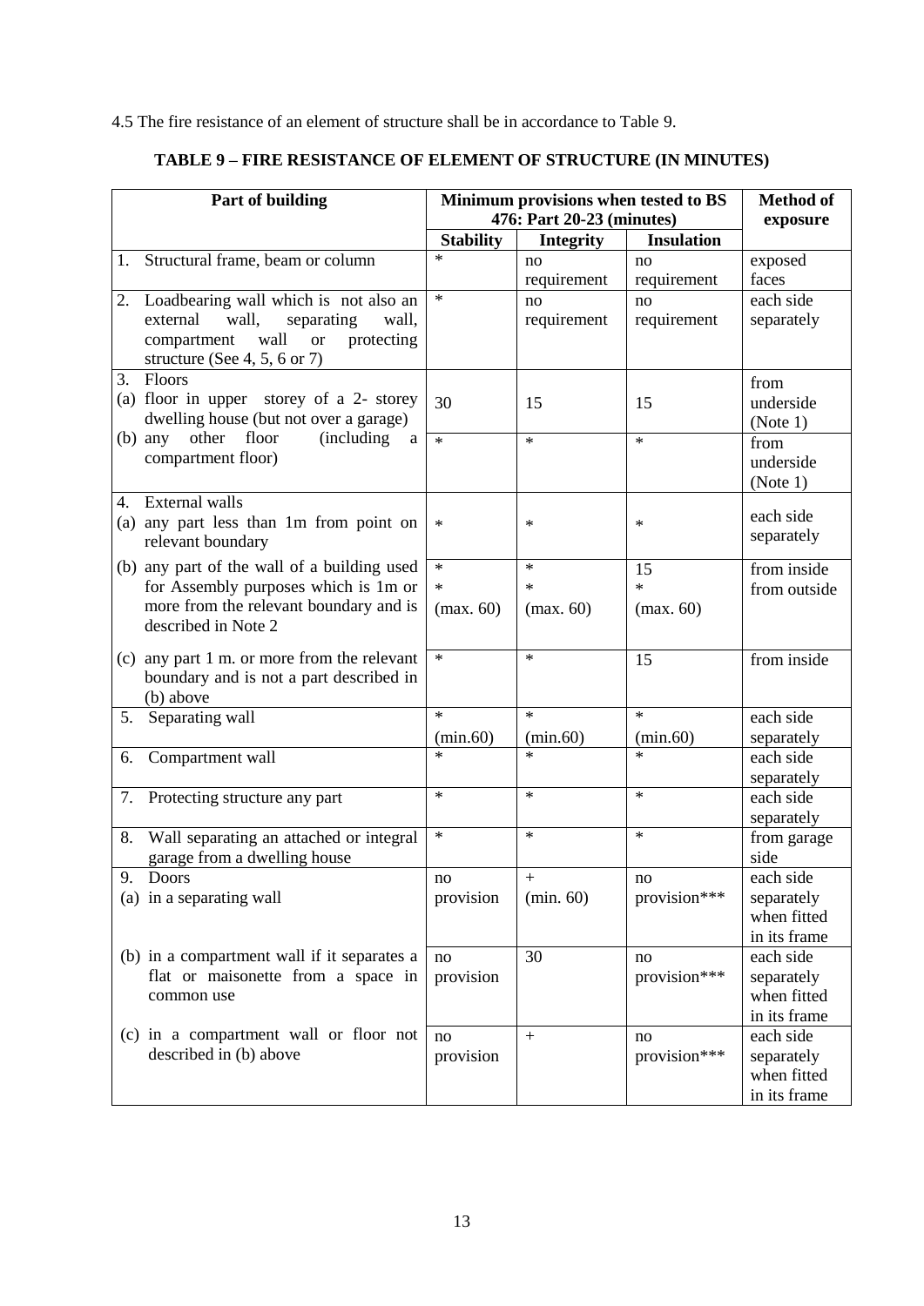4.5 The fire resistance of an element of structure shall be in accordance to Table 9.

**TABLE 9 – FIRE RESISTANCE OF ELEMENT OF STRUCTURE (IN MINUTES)**

| Part of building | Minimum provisions when tested to BS 476: Part 20-23 (minutes) | | | Method of exposure |
|---|---|---|---|---|
| | Stability | Integrity | Insulation | |
| 1. Structural frame, beam or column | * | no requirement | no requirement | exposed faces |
| 2. Loadbearing wall which is not also an external wall, separating wall, compartment wall or protecting structure (See 4, 5, 6 or 7) | * | no requirement | no requirement | each side separately |
| 3. Floors | | | | |
| (a) floor in upper storey of a 2- storey dwelling house (but not over a garage) | 30 | 15 | 15 | from underside (Note 1) |
| (b) any other floor (including a compartment floor) | * | * | * | from underside (Note 1) |
| 4. External walls | | | | |
| (a) any part less than 1m from point on relevant boundary | * | * | * | each side separately |
| (b) any part of the wall of a building used for Assembly purposes which is 1m or more from the relevant boundary and is described in Note 2 | * <br> * <br> (max. 60) | * <br> * <br> (max. 60) | 15 <br> * <br> (max. 60) | from inside <br> from outside |
| (c) any part 1 m. or more from the relevant boundary and is not a part described in (b) above | * | * | 15 | from inside |
| 5. Separating wall | * <br> (min.60) | * <br> (min.60) | * <br> (min.60) | each side separately |
| 6. Compartment wall | * | * | * | each side separately |
| 7. Protecting structure any part | * | * | * | each side separately |
| 8. Wall separating an attached or integral garage from a dwelling house | * | * | * | from garage side |
| 9. Doors | | | | |
| (a) in a separating wall | no provision | + <br> (min. 60) | no provision*** | each side separately when fitted in its frame |
| (b) in a compartment wall if it separates a flat or maisonette from a space in common use | no provision | 30 | no provision*** | each side separately when fitted in its frame |
| (c) in a compartment wall or floor not described in (b) above | no provision | + | no provision*** | each side separately when fitted in its frame |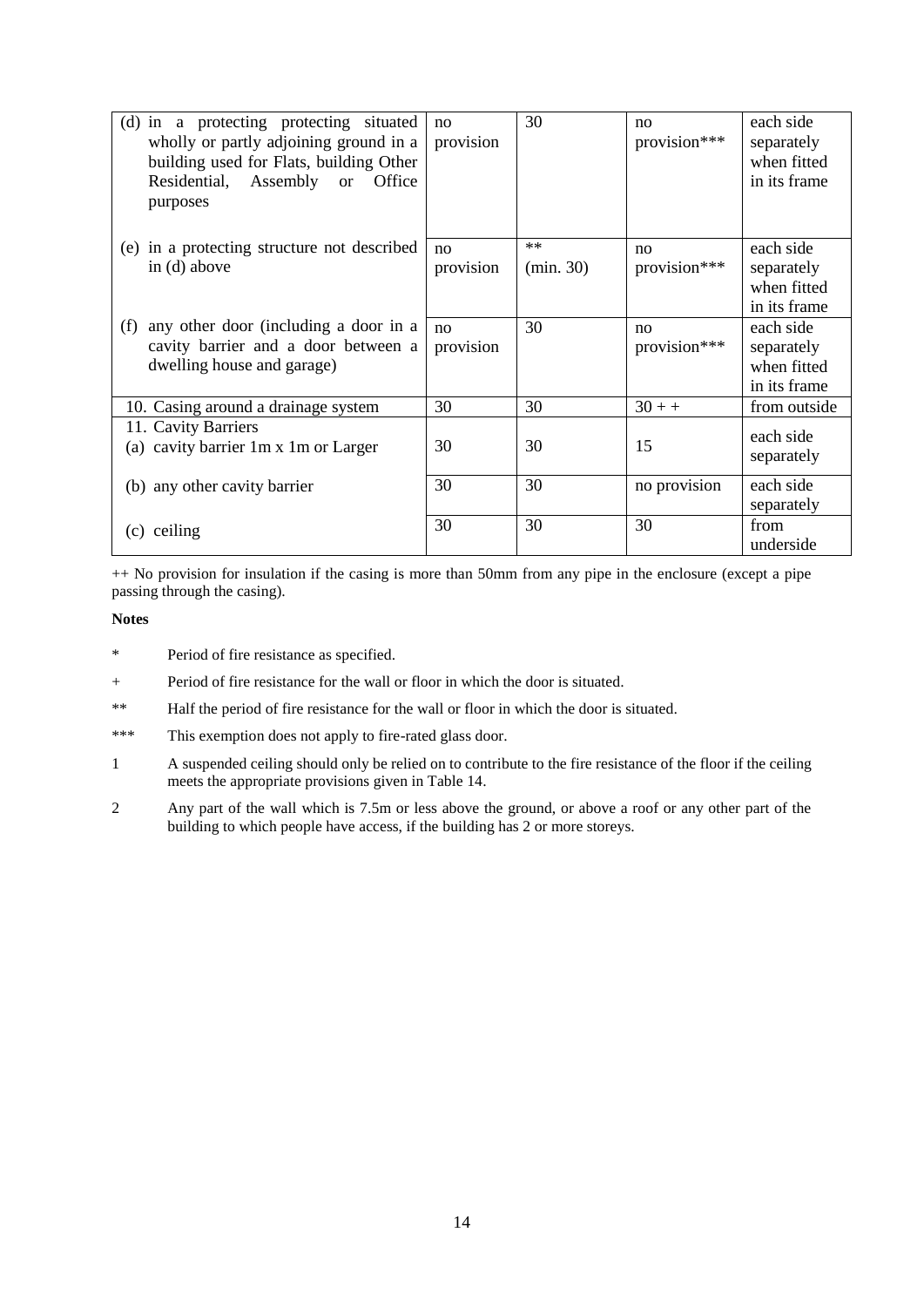| | | | | |
|---|---|---|---|---|
| (d) in a protecting protecting situated wholly or partly adjoining ground in a building used for Flats, building Other Residential, Assembly or Office purposes | no provision | 30 | no provision*** | each side separately when fitted in its frame |
| (e) in a protecting structure not described in (d) above | no provision | ** (min. 30) | no provision*** | each side separately when fitted in its frame |
| (f) any other door (including a door in a cavity barrier and a door between a dwelling house and garage) | no provision | 30 | no provision*** | each side separately when fitted in its frame |
| 10. Casing around a drainage system | 30 | 30 | 30 + + | from outside |
| 11. Cavity Barriers (a) cavity barrier 1m x 1m or Larger | 30 | 30 | 15 | each side separately |
| (b) any other cavity barrier | 30 | 30 | no provision | each side separately |
| (c) ceiling | 30 | 30 | 30 | from underside |

++ No provision for insulation if the casing is more than 50mm from any pipe in the enclosure (except a pipe passing through the casing).

**Notes**

- \* Period of fire resistance as specified.
- \+ Period of fire resistance for the wall or floor in which the door is situated.
- \** Half the period of fire resistance for the wall or floor in which the door is situated.
- \*** This exemption does not apply to fire-rated glass door.
- 1 A suspended ceiling should only be relied on to contribute to the fire resistance of the floor if the ceiling meets the appropriate provisions given in Table 14.
- 2 Any part of the wall which is 7.5m or less above the ground, or above a roof or any other part of the building to which people have access, if the building has 2 or more storeys.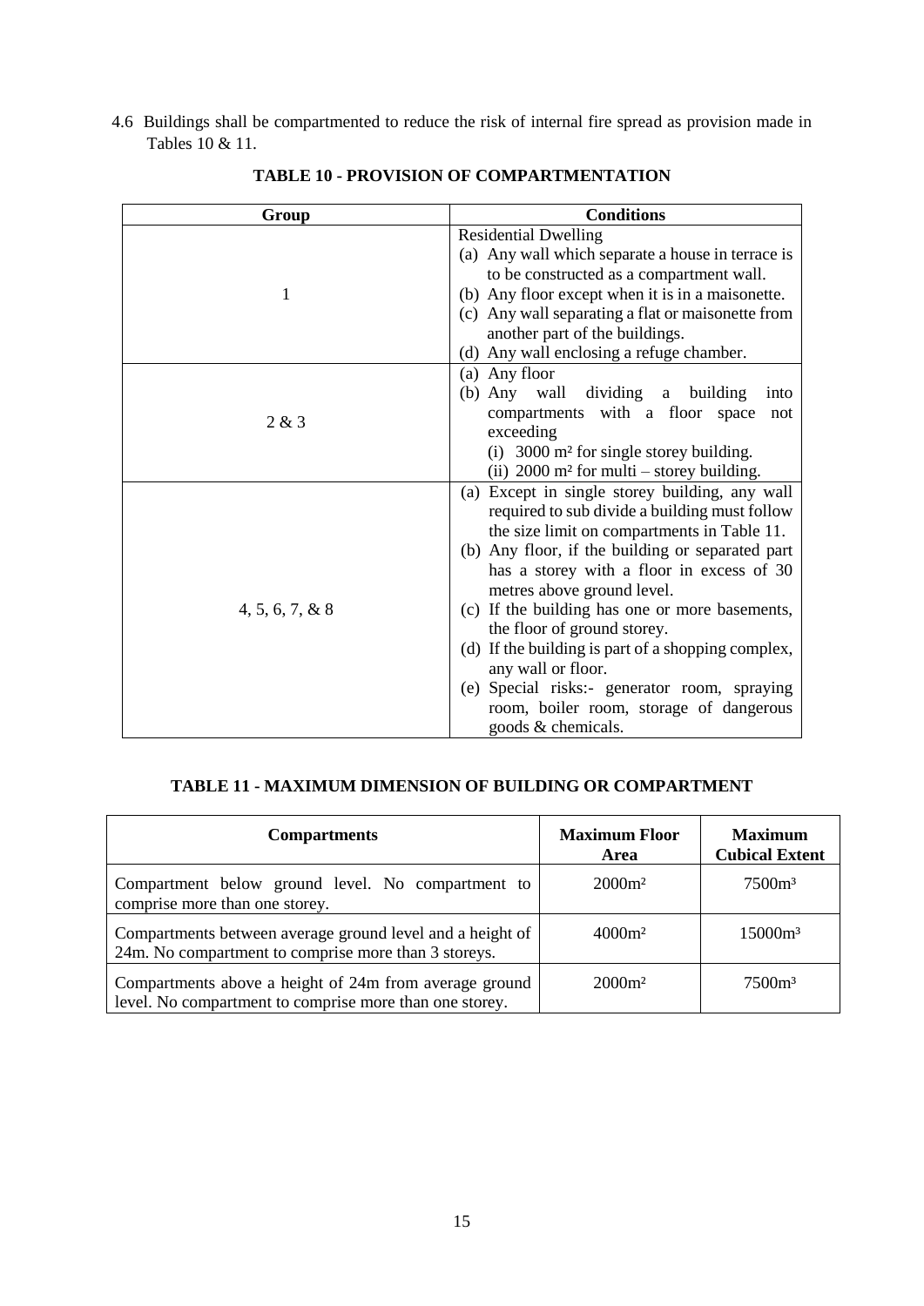4.6 Buildings shall be compartmented to reduce the risk of internal fire spread as provision made in Tables 10 & 11.

**TABLE 10 - PROVISION OF COMPARTMENTATION**

| Group | Conditions |
|---|---|
| 1 | Residential Dwelling<br>(a) Any wall which separate a house in terrace is to be constructed as a compartment wall.<br>(b) Any floor except when it is in a maisonette.<br>(c) Any wall separating a flat or maisonette from another part of the buildings.<br>(d) Any wall enclosing a refuge chamber. |
| 2 & 3 | (a) Any floor<br>(b) Any wall dividing a building into compartments with a floor space not exceeding<br>(i) 3000 m² for single storey building.<br>(ii) 2000 m² for multi – storey building. |
| 4, 5, 6, 7, & 8 | (a) Except in single storey building, any wall required to sub divide a building must follow the size limit on compartments in Table 11.<br>(b) Any floor, if the building or separated part has a storey with a floor in excess of 30 metres above ground level.<br>(c) If the building has one or more basements, the floor of ground storey.<br>(d) If the building is part of a shopping complex, any wall or floor.<br>(e) Special risks:- generator room, spraying room, boiler room, storage of dangerous goods & chemicals. |

**TABLE 11 - MAXIMUM DIMENSION OF BUILDING OR COMPARTMENT**

| Compartments | Maximum Floor Area | Maximum Cubical Extent |
|---|---|---|
| Compartment below ground level. No compartment to comprise more than one storey. | 2000m² | 7500m³ |
| Compartments between average ground level and a height of 24m. No compartment to comprise more than 3 storeys. | 4000m² | 15000m³ |
| Compartments above a height of 24m from average ground level. No compartment to comprise more than one storey. | 2000m² | 7500m³ |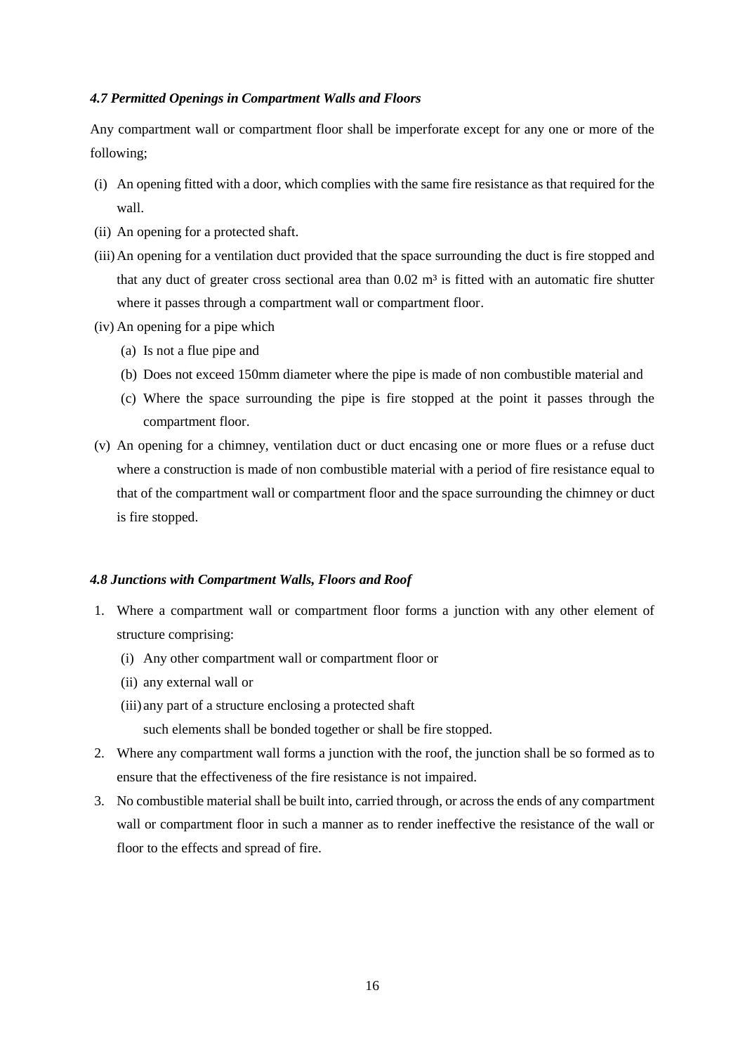### *4.7 Permitted Openings in Compartment Walls and Floors*

Any compartment wall or compartment floor shall be imperforate except for any one or more of the following;

(i) An opening fitted with a door, which complies with the same fire resistance as that required for the wall.

(ii) An opening for a protected shaft.

(iii) An opening for a ventilation duct provided that the space surrounding the duct is fire stopped and that any duct of greater cross sectional area than 0.02 $m^3$ is fitted with an automatic fire shutter where it passes through a compartment wall or compartment floor.

(iv) An opening for a pipe which

  (a) Is not a flue pipe and

  (b) Does not exceed 150mm diameter where the pipe is made of non combustible material and

  (c) Where the space surrounding the pipe is fire stopped at the point it passes through the compartment floor.

(v) An opening for a chimney, ventilation duct or duct encasing one or more flues or a refuse duct where a construction is made of non combustible material with a period of fire resistance equal to that of the compartment wall or compartment floor and the space surrounding the chimney or duct is fire stopped.

### *4.8 Junctions with Compartment Walls, Floors and Roof*

1. Where a compartment wall or compartment floor forms a junction with any other element of structure comprising:
   (i) Any other compartment wall or compartment floor or
   (ii) any external wall or
   (iii) any part of a structure enclosing a protected shaft

   such elements shall be bonded together or shall be fire stopped.
2. Where any compartment wall forms a junction with the roof, the junction shall be so formed as to ensure that the effectiveness of the fire resistance is not impaired.
3. No combustible material shall be built into, carried through, or across the ends of any compartment wall or compartment floor in such a manner as to render ineffective the resistance of the wall or floor to the effects and spread of fire.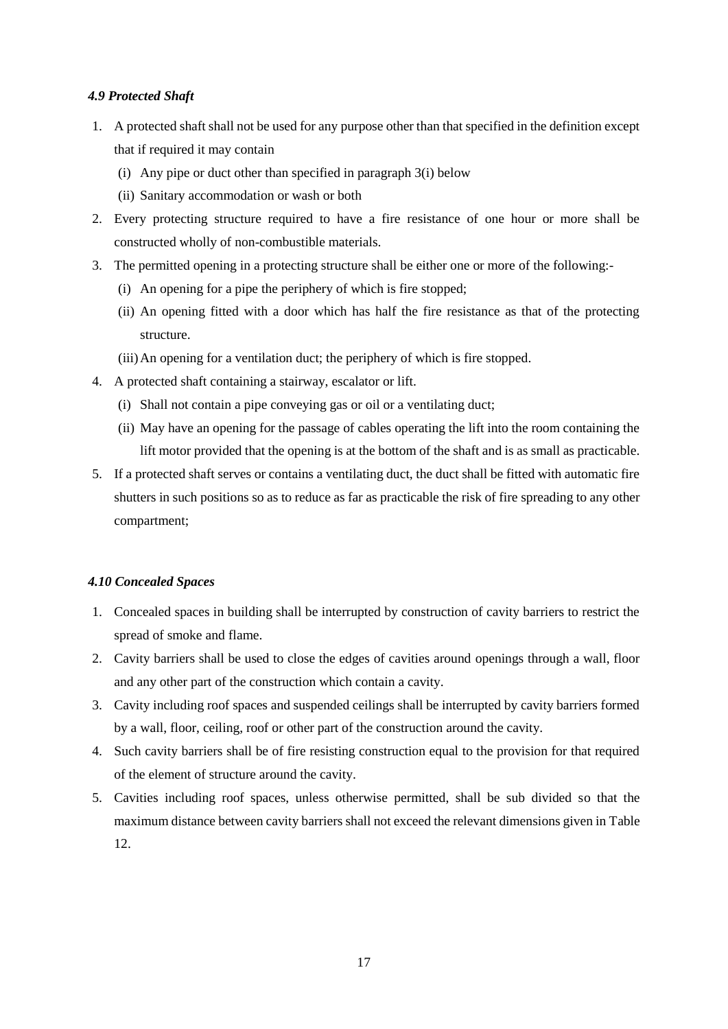### *4.9 Protected Shaft*

1. A protected shaft shall not be used for any purpose other than that specified in the definition except that if required it may contain
   - (i) Any pipe or duct other than specified in paragraph 3(i) below
   - (ii) Sanitary accommodation or wash or both
2. Every protecting structure required to have a fire resistance of one hour or more shall be constructed wholly of non-combustible materials.
3. The permitted opening in a protecting structure shall be either one or more of the following:-
   - (i) An opening for a pipe the periphery of which is fire stopped;
   - (ii) An opening fitted with a door which has half the fire resistance as that of the protecting structure.
   - (iii) An opening for a ventilation duct; the periphery of which is fire stopped.
4. A protected shaft containing a stairway, escalator or lift.
   - (i) Shall not contain a pipe conveying gas or oil or a ventilating duct;
   - (ii) May have an opening for the passage of cables operating the lift into the room containing the lift motor provided that the opening is at the bottom of the shaft and is as small as practicable.
5. If a protected shaft serves or contains a ventilating duct, the duct shall be fitted with automatic fire shutters in such positions so as to reduce as far as practicable the risk of fire spreading to any other compartment;

### *4.10 Concealed Spaces*

1. Concealed spaces in building shall be interrupted by construction of cavity barriers to restrict the spread of smoke and flame.
2. Cavity barriers shall be used to close the edges of cavities around openings through a wall, floor and any other part of the construction which contain a cavity.
3. Cavity including roof spaces and suspended ceilings shall be interrupted by cavity barriers formed by a wall, floor, ceiling, roof or other part of the construction around the cavity.
4. Such cavity barriers shall be of fire resisting construction equal to the provision for that required of the element of structure around the cavity.
5. Cavities including roof spaces, unless otherwise permitted, shall be sub divided so that the maximum distance between cavity barriers shall not exceed the relevant dimensions given in Table 12.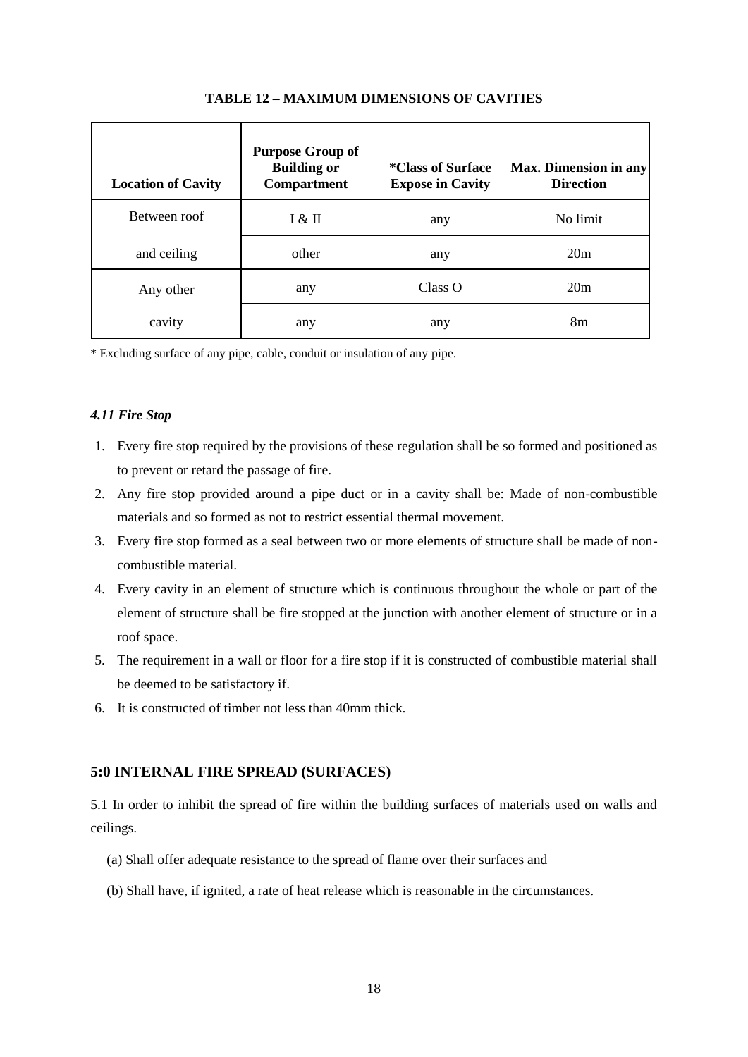**TABLE 12 – MAXIMUM DIMENSIONS OF CAVITIES**

| Location of Cavity | Purpose Group of Building or Compartment | *Class of Surface Expose in Cavity | Max. Dimension in any Direction |
|---|---|---|---|
| Between roof | I & II | any | No limit |
| and ceiling | other | any | 20m |
| Any other | any | Class O | 20m |
| cavity | any | any | 8m |

* Excluding surface of any pipe, cable, conduit or insulation of any pipe.

### *4.11 Fire Stop*

1. Every fire stop required by the provisions of these regulation shall be so formed and positioned as to prevent or retard the passage of fire.
2. Any fire stop provided around a pipe duct or in a cavity shall be: Made of non-combustible materials and so formed as not to restrict essential thermal movement.
3. Every fire stop formed as a seal between two or more elements of structure shall be made of non-combustible material.
4. Every cavity in an element of structure which is continuous throughout the whole or part of the element of structure shall be fire stopped at the junction with another element of structure or in a roof space.
5. The requirement in a wall or floor for a fire stop if it is constructed of combustible material shall be deemed to be satisfactory if.
6. It is constructed of timber not less than 40mm thick.

## 5:0 INTERNAL FIRE SPREAD (SURFACES)

5.1 In order to inhibit the spread of fire within the building surfaces of materials used on walls and ceilings.

(a) Shall offer adequate resistance to the spread of flame over their surfaces and

(b) Shall have, if ignited, a rate of heat release which is reasonable in the circumstances.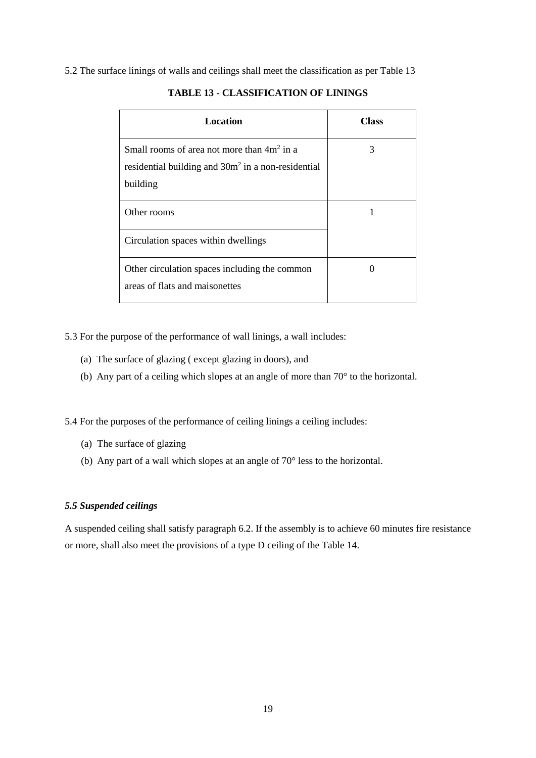5.2 The surface linings of walls and ceilings shall meet the classification as per Table 13

**TABLE 13 - CLASSIFICATION OF LININGS**

| Location | Class |
|---|---|
| Small rooms of area not more than $4m^2$ in a residential building and $30m^2$ in a non-residential building | 3 |
| Other rooms | 1 |
| Circulation spaces within dwellings | |
| Other circulation spaces including the common areas of flats and maisonettes | 0 |

5.3 For the purpose of the performance of wall linings, a wall includes:

(a) The surface of glazing ( except glazing in doors), and

(b) Any part of a ceiling which slopes at an angle of more than 70° to the horizontal.

5.4 For the purposes of the performance of ceiling linings a ceiling includes:

(a) The surface of glazing

(b) Any part of a wall which slopes at an angle of 70° less to the horizontal.

***5.5 Suspended ceilings***

A suspended ceiling shall satisfy paragraph 6.2. If the assembly is to achieve 60 minutes fire resistance or more, shall also meet the provisions of a type D ceiling of the Table 14.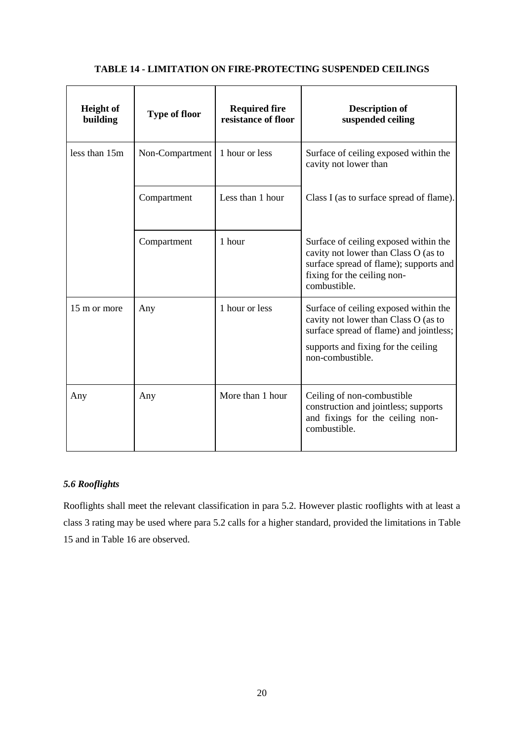**TABLE 14 - LIMITATION ON FIRE-PROTECTING SUSPENDED CEILINGS**

| Height of building | Type of floor | Required fire resistance of floor | Description of suspended ceiling |
|---|---|---|---|
| less than 15m | Non-Compartment | 1 hour or less | Surface of ceiling exposed within the cavity not lower than Class I (as to surface spread of flame). |
| | Compartment | Less than 1 hour | |
| | Compartment | 1 hour | Surface of ceiling exposed within the cavity not lower than Class O (as to surface spread of flame); supports and fixing for the ceiling non-combustible. |
| 15 m or more | Any | 1 hour or less | Surface of ceiling exposed within the cavity not lower than Class O (as to surface spread of flame) and jointless; supports and fixing for the ceiling non-combustible. |
| Any | Any | More than 1 hour | Ceiling of non-combustible construction and jointless; supports and fixings for the ceiling non-combustible. |

### *5.6 Rooflights*

Rooflights shall meet the relevant classification in para 5.2. However plastic rooflights with at least a class 3 rating may be used where para 5.2 calls for a higher standard, provided the limitations in Table 15 and in Table 16 are observed.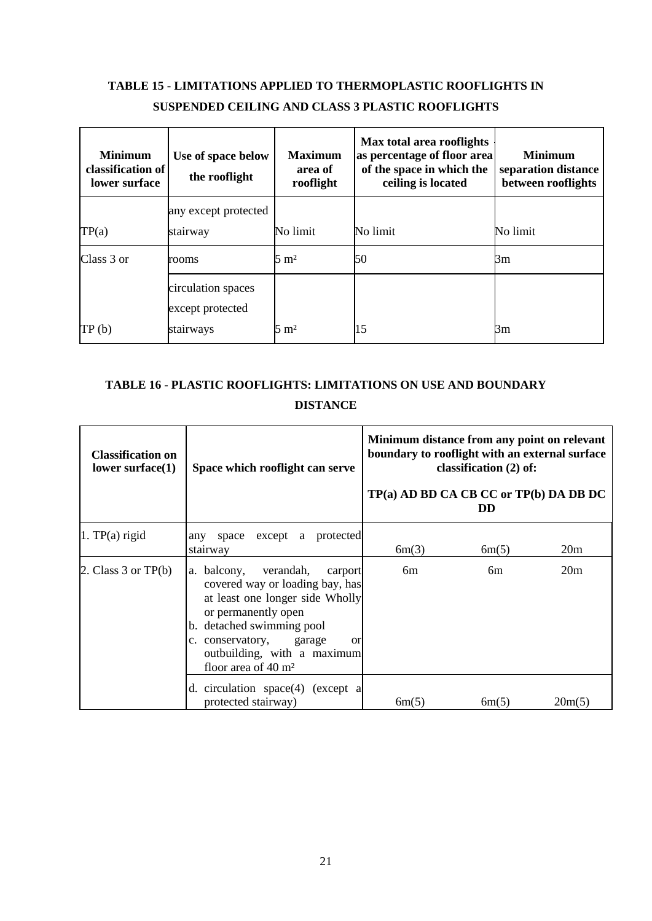## TABLE 15 - LIMITATIONS APPLIED TO THERMOPLASTIC ROOFLIGHTS IN SUSPENDED CEILING AND CLASS 3 PLASTIC ROOFLIGHTS

| Minimum classification of lower surface | Use of space below the rooflight | Maximum area of rooflight | Max total area rooflights - as percentage of floor area of the space in which the ceiling is located | Minimum separation distance between rooflights |
|---|---|---|---|---|
| TP(a) | any except protected stairway | No limit | No limit | No limit |
| Class 3 or | rooms | 5 m² | 50 | 3m |
| TP (b) | circulation spaces except protected stairways | 5 m² | 15 | 3m |

## TABLE 16 - PLASTIC ROOFLIGHTS: LIMITATIONS ON USE AND BOUNDARY DISTANCE

| Classification on lower surface(1) | Space which rooflight can serve | Minimum distance from any point on relevant boundary to rooflight with an external surface classification (2) of: TP(a) AD BD CA CB CC or TP(b) DA DB DC DD | | |
|---|---|---|---|---|
| | | TP(a) | AD BD CA CB CC or TP(b) | DA DB DC DD |
| 1. TP(a) rigid | any space except a protected stairway | 6m(3) | 6m(5) | 20m |
| 2. Class 3 or TP(b) | a. balcony, verandah, carport covered way or loading bay, has at least one longer side Wholly or permanently open<br>b. detached swimming pool<br>c. conservatory, garage or outbuilding, with a maximum floor area of 40 m² | 6m | 6m | 20m |
| | d. circulation space(4) (except a protected stairway) | 6m(5) | 6m(5) | 20m(5) |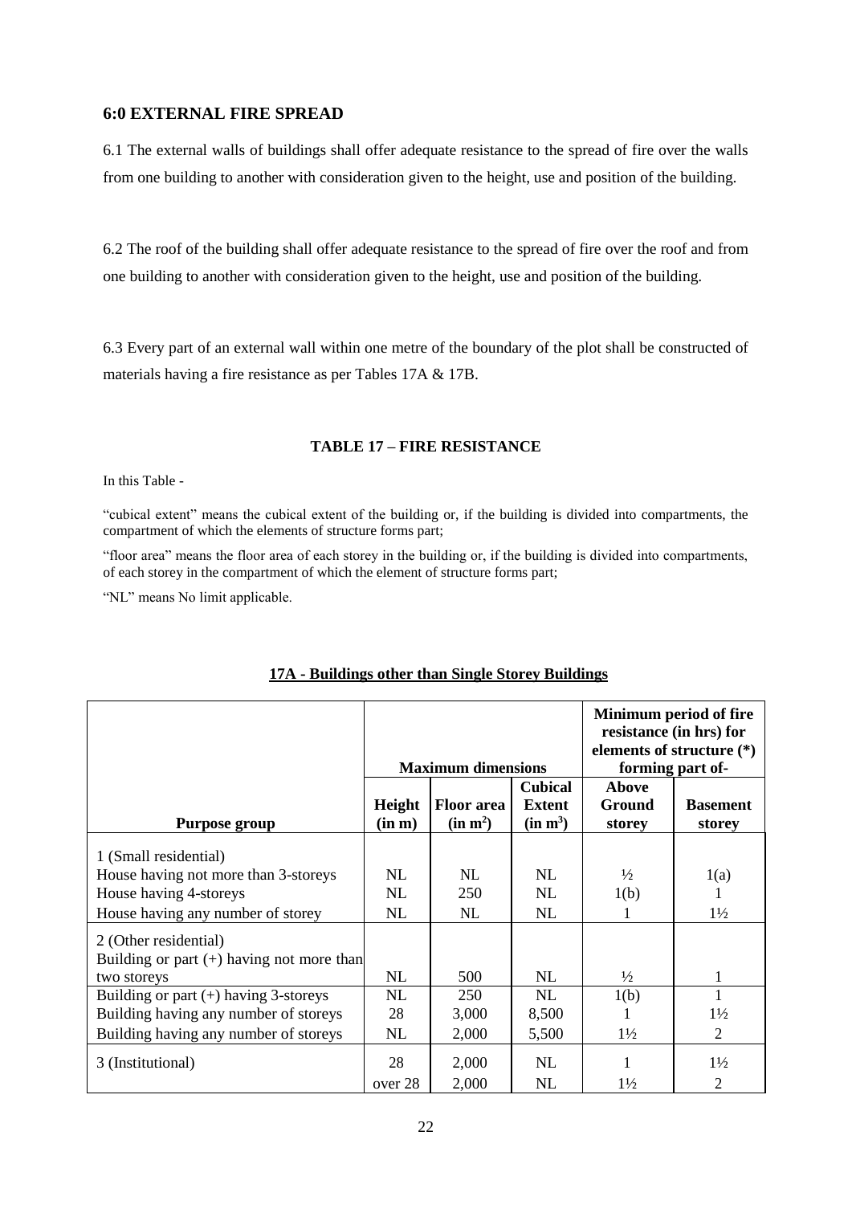## 6:0 EXTERNAL FIRE SPREAD

6.1 The external walls of buildings shall offer adequate resistance to the spread of fire over the walls from one building to another with consideration given to the height, use and position of the building.

6.2 The roof of the building shall offer adequate resistance to the spread of fire over the roof and from one building to another with consideration given to the height, use and position of the building.

6.3 Every part of an external wall within one metre of the boundary of the plot shall be constructed of materials having a fire resistance as per Tables 17A & 17B.

### TABLE 17 – FIRE RESISTANCE

In this Table -

"cubical extent" means the cubical extent of the building or, if the building is divided into compartments, the compartment of which the elements of structure forms part;

"floor area" means the floor area of each storey in the building or, if the building is divided into compartments, of each storey in the compartment of which the element of structure forms part;

"NL" means No limit applicable.

**17A - Buildings other than Single Storey Buildings**

| | Maximum dimensions | | | Minimum period of fire resistance (in hrs) for elements of structure (*) forming part of- | |
|---|---|---|---|---|---|
| **Purpose group** | **Height (in m)** | **Floor area (in m²)** | **Cubical Extent (in m³)** | **Above Ground storey** | **Basement storey** |
| 1 (Small residential) | | | | | |
| House having not more than 3-storeys | NL | NL | NL | ½ | 1(a) |
| House having 4-storeys | NL | 250 | NL | 1(b) | 1 |
| House having any number of storey | NL | NL | NL | 1 | 1½ |
| 2 (Other residential) | | | | | |
| Building or part (+) having not more than two storeys | NL | 500 | NL | ½ | 1 |
| Building or part (+) having 3-storeys | NL | 250 | NL | 1(b) | 1 |
| Building having any number of storeys | 28 | 3,000 | 8,500 | 1 | 1½ |
| Building having any number of storeys | NL | 2,000 | 5,500 | 1½ | 2 |
| 3 (Institutional) | 28 | 2,000 | NL | 1 | 1½ |
| | over 28 | 2,000 | NL | 1½ | 2 |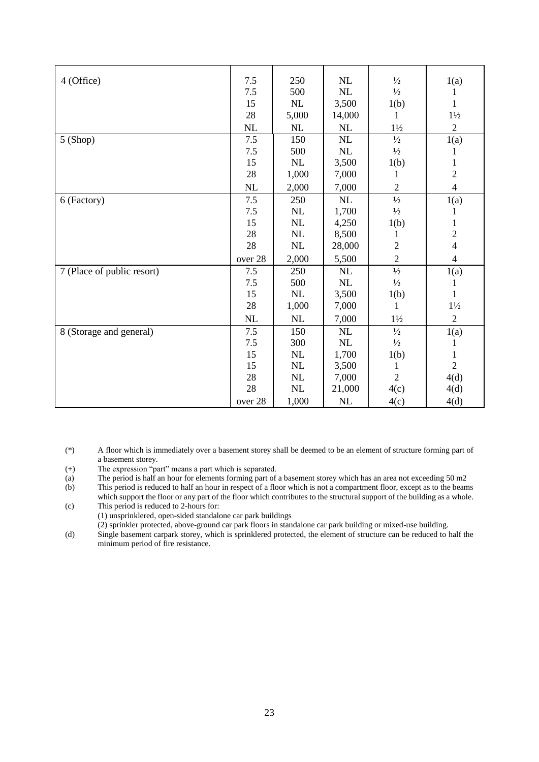| | | | | | |
|---|---|---|---|---|---|
| 4 (Office) | 7.5 | 250 | NL | ½ | 1(a) |
| | 7.5 | 500 | NL | ½ | 1 |
| | 15 | NL | 3,500 | 1(b) | 1 |
| | 28 | 5,000 | 14,000 | 1 | 1½ |
| | NL | NL | NL | 1½ | 2 |
| 5 (Shop) | 7.5 | 150 | NL | ½ | 1(a) |
| | 7.5 | 500 | NL | ½ | 1 |
| | 15 | NL | 3,500 | 1(b) | 1 |
| | 28 | 1,000 | 7,000 | 1 | 2 |
| | NL | 2,000 | 7,000 | 2 | 4 |
| 6 (Factory) | 7.5 | 250 | NL | ½ | 1(a) |
| | 7.5 | NL | 1,700 | ½ | 1 |
| | 15 | NL | 4,250 | 1(b) | 1 |
| | 28 | NL | 8,500 | 1 | 2 |
| | 28 | NL | 28,000 | 2 | 4 |
| | over 28 | 2,000 | 5,500 | 2 | 4 |
| 7 (Place of public resort) | 7.5 | 250 | NL | ½ | 1(a) |
| | 7.5 | 500 | NL | ½ | 1 |
| | 15 | NL | 3,500 | 1(b) | 1 |
| | 28 | 1,000 | 7,000 | 1 | 1½ |
| | NL | NL | 7,000 | 1½ | 2 |
| 8 (Storage and general) | 7.5 | 150 | NL | ½ | 1(a) |
| | 7.5 | 300 | NL | ½ | 1 |
| | 15 | NL | 1,700 | 1(b) | 1 |
| | 15 | NL | 3,500 | 1 | 2 |
| | 28 | NL | 7,000 | 2 | 4(d) |
| | 28 | NL | 21,000 | 4(c) | 4(d) |
| | over 28 | 1,000 | NL | 4(c) | 4(d) |

(*) A floor which is immediately over a basement storey shall be deemed to be an element of structure forming part of a basement storey.

(+) The expression "part" means a part which is separated.

(a) The period is half an hour for elements forming part of a basement storey which has an area not exceeding 50 m2

(b) This period is reduced to half an hour in respect of a floor which is not a compartment floor, except as to the beams which support the floor or any part of the floor which contributes to the structural support of the building as a whole.

(c) This period is reduced to 2-hours for:
(1) unsprinklered, open-sided standalone car park buildings
(2) sprinkler protected, above-ground car park floors in standalone car park building or mixed-use building.

(d) Single basement carpark storey, which is sprinklered protected, the element of structure can be reduced to half the minimum period of fire resistance.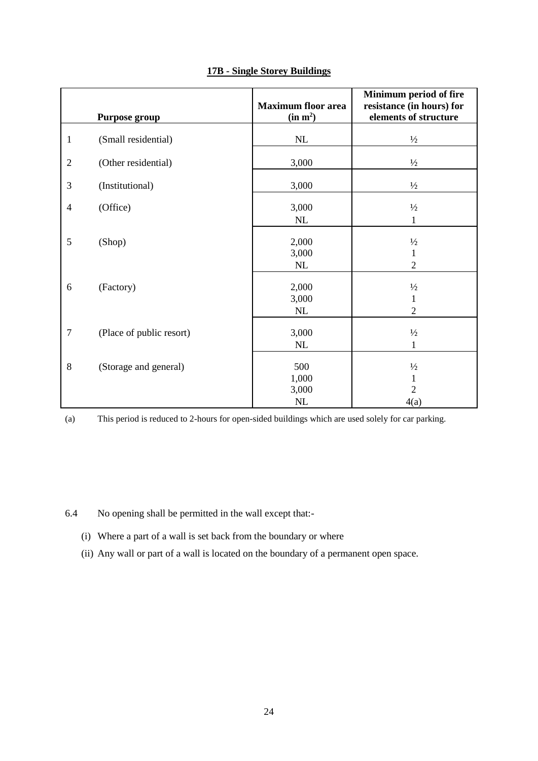## 17B - Single Storey Buildings

| | Purpose group | Maximum floor area (in $m^2$) | Minimum period of fire resistance (in hours) for elements of structure |
|---|---|---|---|
| 1 | (Small residential) | NL | ½ |
| 2 | (Other residential) | 3,000 | ½ |
| 3 | (Institutional) | 3,000 | ½ |
| 4 | (Office) | 3,000 | ½ |
| | | NL | 1 |
| 5 | (Shop) | 2,000 | ½ |
| | | 3,000 | 1 |
| | | NL | 2 |
| 6 | (Factory) | 2,000 | ½ |
| | | 3,000 | 1 |
| | | NL | 2 |
| 7 | (Place of public resort) | 3,000 | ½ |
| | | NL | 1 |
| 8 | (Storage and general) | 500 | ½ |
| | | 1,000 | 1 |
| | | 3,000 | 2 |
| | | NL | 4(a) |

(a) This period is reduced to 2-hours for open-sided buildings which are used solely for car parking.

6.4 No opening shall be permitted in the wall except that:-

(i) Where a part of a wall is set back from the boundary or where

(ii) Any wall or part of a wall is located on the boundary of a permanent open space.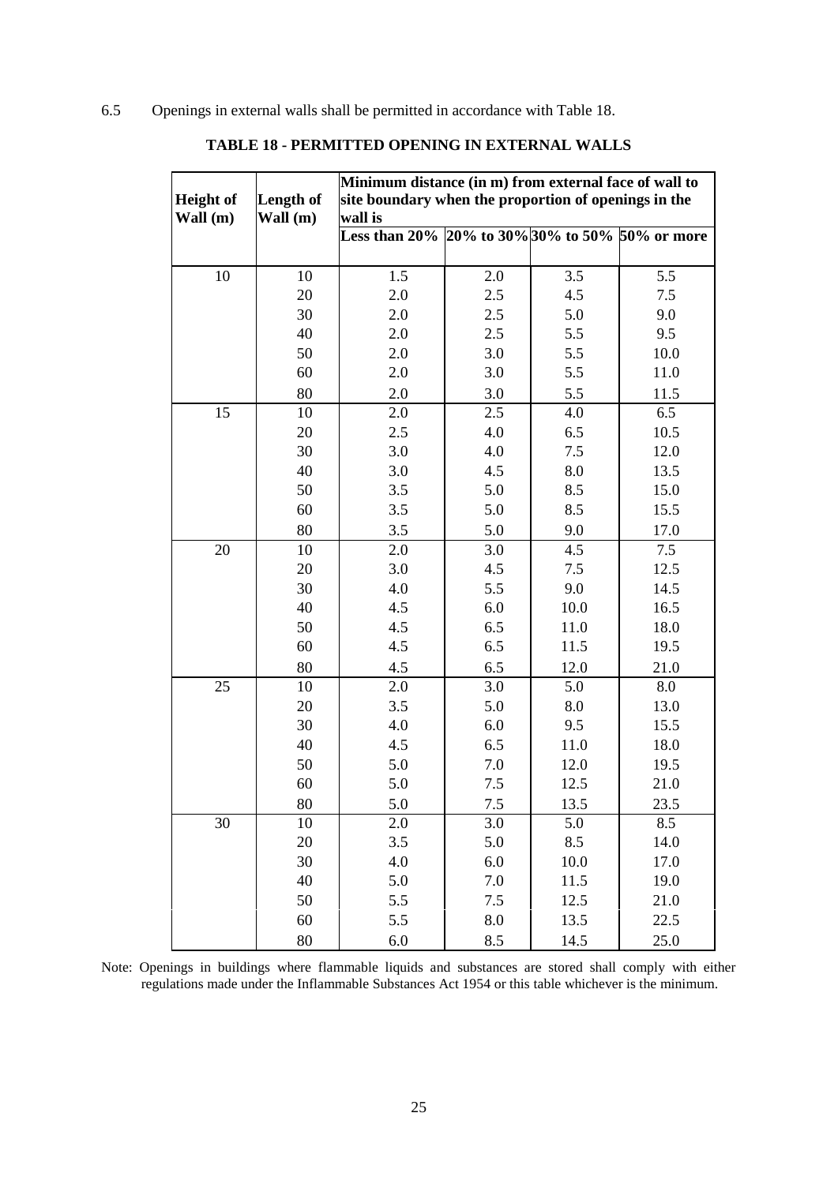6.5 Openings in external walls shall be permitted in accordance with Table 18.

**TABLE 18 - PERMITTED OPENING IN EXTERNAL WALLS**

| Height of Wall (m) | Length of Wall (m) | Minimum distance (in m) from external face of wall to site boundary when the proportion of openings in the wall is | | | |
|---|---|---|---|---|---|
| | | Less than 20% | 20% to 30% | 30% to 50% | 50% or more |
| 10 | 10 | 1.5 | 2.0 | 3.5 | 5.5 |
| | 20 | 2.0 | 2.5 | 4.5 | 7.5 |
| | 30 | 2.0 | 2.5 | 5.0 | 9.0 |
| | 40 | 2.0 | 2.5 | 5.5 | 9.5 |
| | 50 | 2.0 | 3.0 | 5.5 | 10.0 |
| | 60 | 2.0 | 3.0 | 5.5 | 11.0 |
| | 80 | 2.0 | 3.0 | 5.5 | 11.5 |
| 15 | 10 | 2.0 | 2.5 | 4.0 | 6.5 |
| | 20 | 2.5 | 4.0 | 6.5 | 10.5 |
| | 30 | 3.0 | 4.0 | 7.5 | 12.0 |
| | 40 | 3.0 | 4.5 | 8.0 | 13.5 |
| | 50 | 3.5 | 5.0 | 8.5 | 15.0 |
| | 60 | 3.5 | 5.0 | 8.5 | 15.5 |
| | 80 | 3.5 | 5.0 | 9.0 | 17.0 |
| 20 | 10 | 2.0 | 3.0 | 4.5 | 7.5 |
| | 20 | 3.0 | 4.5 | 7.5 | 12.5 |
| | 30 | 4.0 | 5.5 | 9.0 | 14.5 |
| | 40 | 4.5 | 6.0 | 10.0 | 16.5 |
| | 50 | 4.5 | 6.5 | 11.0 | 18.0 |
| | 60 | 4.5 | 6.5 | 11.5 | 19.5 |
| | 80 | 4.5 | 6.5 | 12.0 | 21.0 |
| 25 | 10 | 2.0 | 3.0 | 5.0 | 8.0 |
| | 20 | 3.5 | 5.0 | 8.0 | 13.0 |
| | 30 | 4.0 | 6.0 | 9.5 | 15.5 |
| | 40 | 4.5 | 6.5 | 11.0 | 18.0 |
| | 50 | 5.0 | 7.0 | 12.0 | 19.5 |
| | 60 | 5.0 | 7.5 | 12.5 | 21.0 |
| | 80 | 5.0 | 7.5 | 13.5 | 23.5 |
| 30 | 10 | 2.0 | 3.0 | 5.0 | 8.5 |
| | 20 | 3.5 | 5.0 | 8.5 | 14.0 |
| | 30 | 4.0 | 6.0 | 10.0 | 17.0 |
| | 40 | 5.0 | 7.0 | 11.5 | 19.0 |
| | 50 | 5.5 | 7.5 | 12.5 | 21.0 |
| | 60 | 5.5 | 8.0 | 13.5 | 22.5 |
| | 80 | 6.0 | 8.5 | 14.5 | 25.0 |

Note: Openings in buildings where flammable liquids and substances are stored shall comply with either regulations made under the Inflammable Substances Act 1954 or this table whichever is the minimum.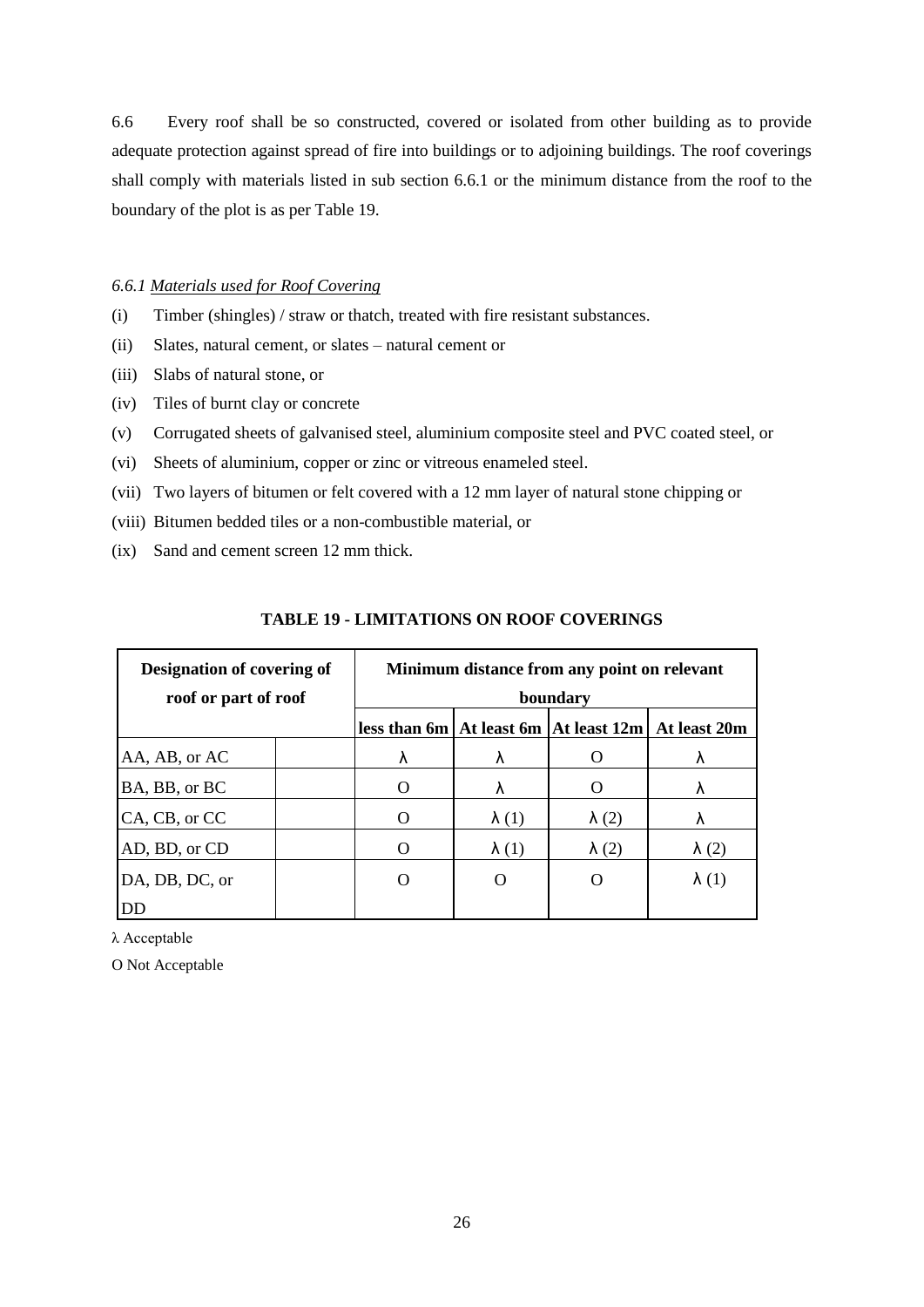6.6 Every roof shall be so constructed, covered or isolated from other building as to provide adequate protection against spread of fire into buildings or to adjoining buildings. The roof coverings shall comply with materials listed in sub section 6.6.1 or the minimum distance from the roof to the boundary of the plot is as per Table 19.

*6.6.1 Materials used for Roof Covering*

(i) Timber (shingles) / straw or thatch, treated with fire resistant substances.

(ii) Slates, natural cement, or slates – natural cement or

(iii) Slabs of natural stone, or

(iv) Tiles of burnt clay or concrete

(v) Corrugated sheets of galvanised steel, aluminium composite steel and PVC coated steel, or

(vi) Sheets of aluminium, copper or zinc or vitreous enameled steel.

(vii) Two layers of bitumen or felt covered with a 12 mm layer of natural stone chipping or

(viii) Bitumen bedded tiles or a non-combustible material, or

(ix) Sand and cement screen 12 mm thick.

**TABLE 19 - LIMITATIONS ON ROOF COVERINGS**

| Designation of covering of roof or part of roof | | Minimum distance from any point on relevant boundary | | | |
|---|---|---|---|---|---|
| | | less than 6m | At least 6m | At least 12m | At least 20m |
| AA, AB, or AC | | λ | λ | O | λ |
| BA, BB, or BC | | O | λ | O | λ |
| CA, CB, or CC | | O | λ (1) | λ (2) | λ |
| AD, BD, or CD | | O | λ (1) | λ (2) | λ (2) |
| DA, DB, DC, or DD | | O | O | O | λ (1) |

λ Acceptable

O Not Acceptable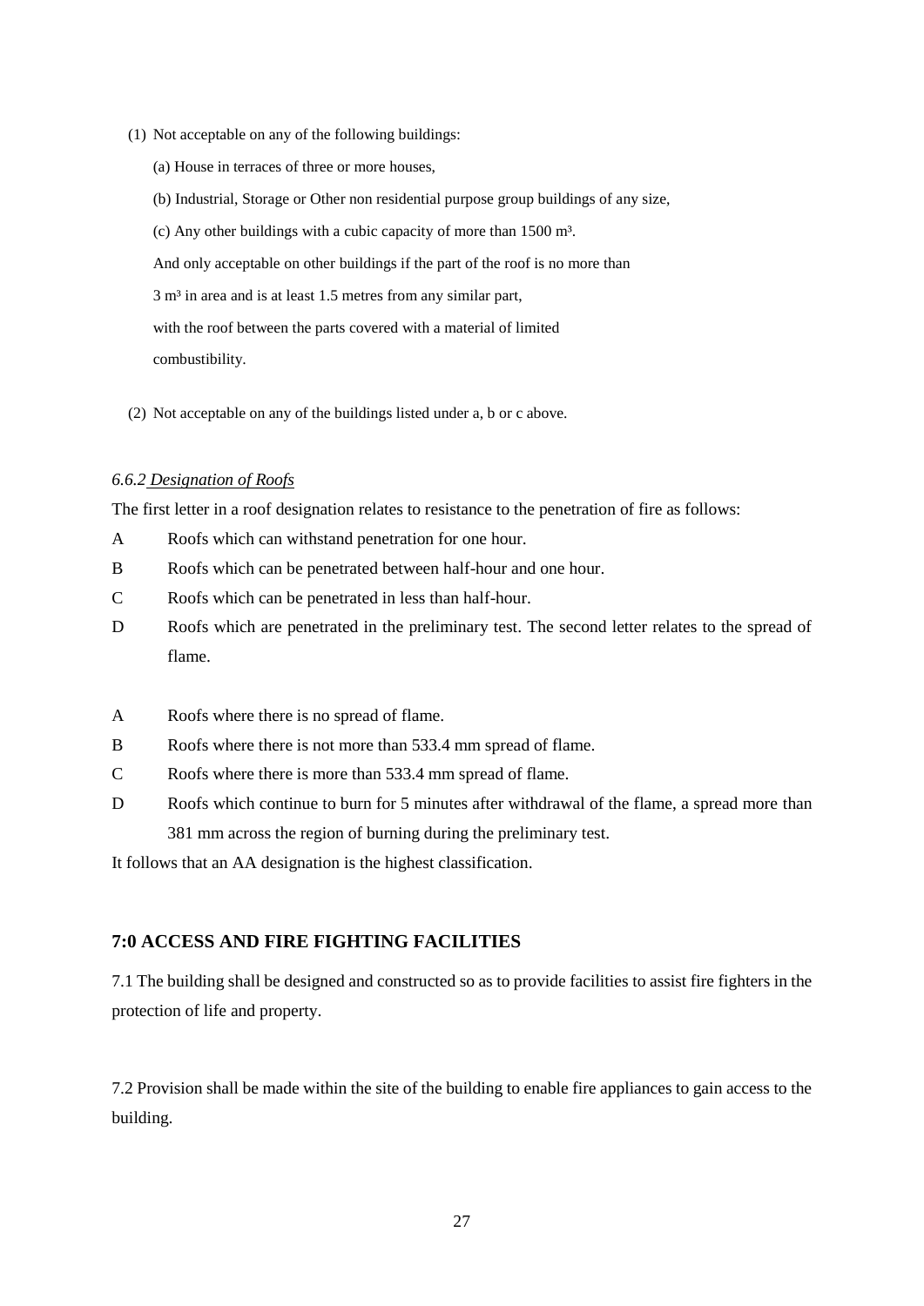(1) Not acceptable on any of the following buildings:

(a) House in terraces of three or more houses,

(b) Industrial, Storage or Other non residential purpose group buildings of any size,

(c) Any other buildings with a cubic capacity of more than 1500 m³.

And only acceptable on other buildings if the part of the roof is no more than 3 m³ in area and is at least 1.5 metres from any similar part, with the roof between the parts covered with a material of limited combustibility.

(2) Not acceptable on any of the buildings listed under a, b or c above.

*6.6.2 Designation of Roofs*

The first letter in a roof designation relates to resistance to the penetration of fire as follows:

A Roofs which can withstand penetration for one hour.

B Roofs which can be penetrated between half-hour and one hour.

C Roofs which can be penetrated in less than half-hour.

D Roofs which are penetrated in the preliminary test. The second letter relates to the spread of flame.

A Roofs where there is no spread of flame.

B Roofs where there is not more than 533.4 mm spread of flame.

C Roofs where there is more than 533.4 mm spread of flame.

D Roofs which continue to burn for 5 minutes after withdrawal of the flame, a spread more than 381 mm across the region of burning during the preliminary test.

It follows that an AA designation is the highest classification.

## 7:0 ACCESS AND FIRE FIGHTING FACILITIES

7.1 The building shall be designed and constructed so as to provide facilities to assist fire fighters in the protection of life and property.

7.2 Provision shall be made within the site of the building to enable fire appliances to gain access to the building.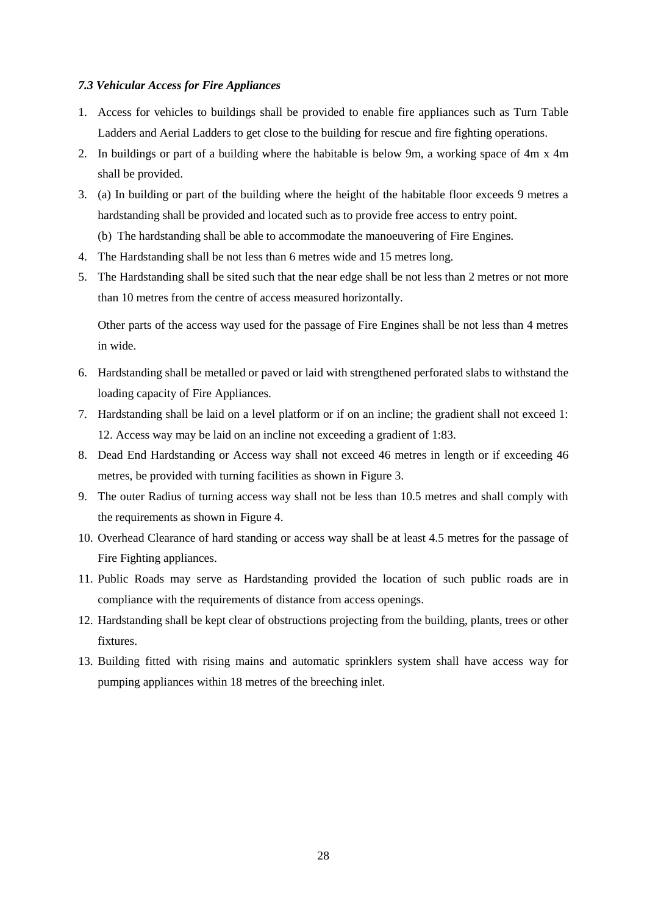### *7.3 Vehicular Access for Fire Appliances*

1. Access for vehicles to buildings shall be provided to enable fire appliances such as Turn Table Ladders and Aerial Ladders to get close to the building for rescue and fire fighting operations.
2. In buildings or part of a building where the habitable is below 9m, a working space of 4m x 4m shall be provided.
3. (a) In building or part of the building where the height of the habitable floor exceeds 9 metres a hardstanding shall be provided and located such as to provide free access to entry point.
   (b) The hardstanding shall be able to accommodate the manoeuvering of Fire Engines.
4. The Hardstanding shall be not less than 6 metres wide and 15 metres long.
5. The Hardstanding shall be sited such that the near edge shall be not less than 2 metres or not more than 10 metres from the centre of access measured horizontally.

   Other parts of the access way used for the passage of Fire Engines shall be not less than 4 metres in wide.

6. Hardstanding shall be metalled or paved or laid with strengthened perforated slabs to withstand the loading capacity of Fire Appliances.
7. Hardstanding shall be laid on a level platform or if on an incline; the gradient shall not exceed 1: 12. Access way may be laid on an incline not exceeding a gradient of 1:83.
8. Dead End Hardstanding or Access way shall not exceed 46 metres in length or if exceeding 46 metres, be provided with turning facilities as shown in Figure 3.
9. The outer Radius of turning access way shall not be less than 10.5 metres and shall comply with the requirements as shown in Figure 4.
10. Overhead Clearance of hard standing or access way shall be at least 4.5 metres for the passage of Fire Fighting appliances.
11. Public Roads may serve as Hardstanding provided the location of such public roads are in compliance with the requirements of distance from access openings.
12. Hardstanding shall be kept clear of obstructions projecting from the building, plants, trees or other fixtures.
13. Building fitted with rising mains and automatic sprinklers system shall have access way for pumping appliances within 18 metres of the breeching inlet.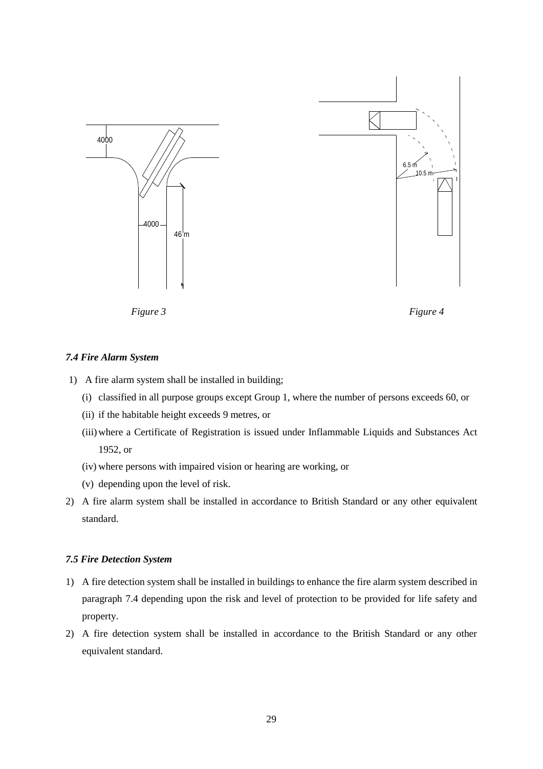Figure 3

Figure 4

### *7.4 Fire Alarm System*

1) A fire alarm system shall be installed in building;
   (i) classified in all purpose groups except Group 1, where the number of persons exceeds 60, or
   (ii) if the habitable height exceeds 9 metres, or
   (iii) where a Certificate of Registration is issued under Inflammable Liquids and Substances Act 1952, or
   (iv) where persons with impaired vision or hearing are working, or
   (v) depending upon the level of risk.
2) A fire alarm system shall be installed in accordance to British Standard or any other equivalent standard.

### *7.5 Fire Detection System*

1) A fire detection system shall be installed in buildings to enhance the fire alarm system described in paragraph 7.4 depending upon the risk and level of protection to be provided for life safety and property.
2) A fire detection system shall be installed in accordance to the British Standard or any other equivalent standard.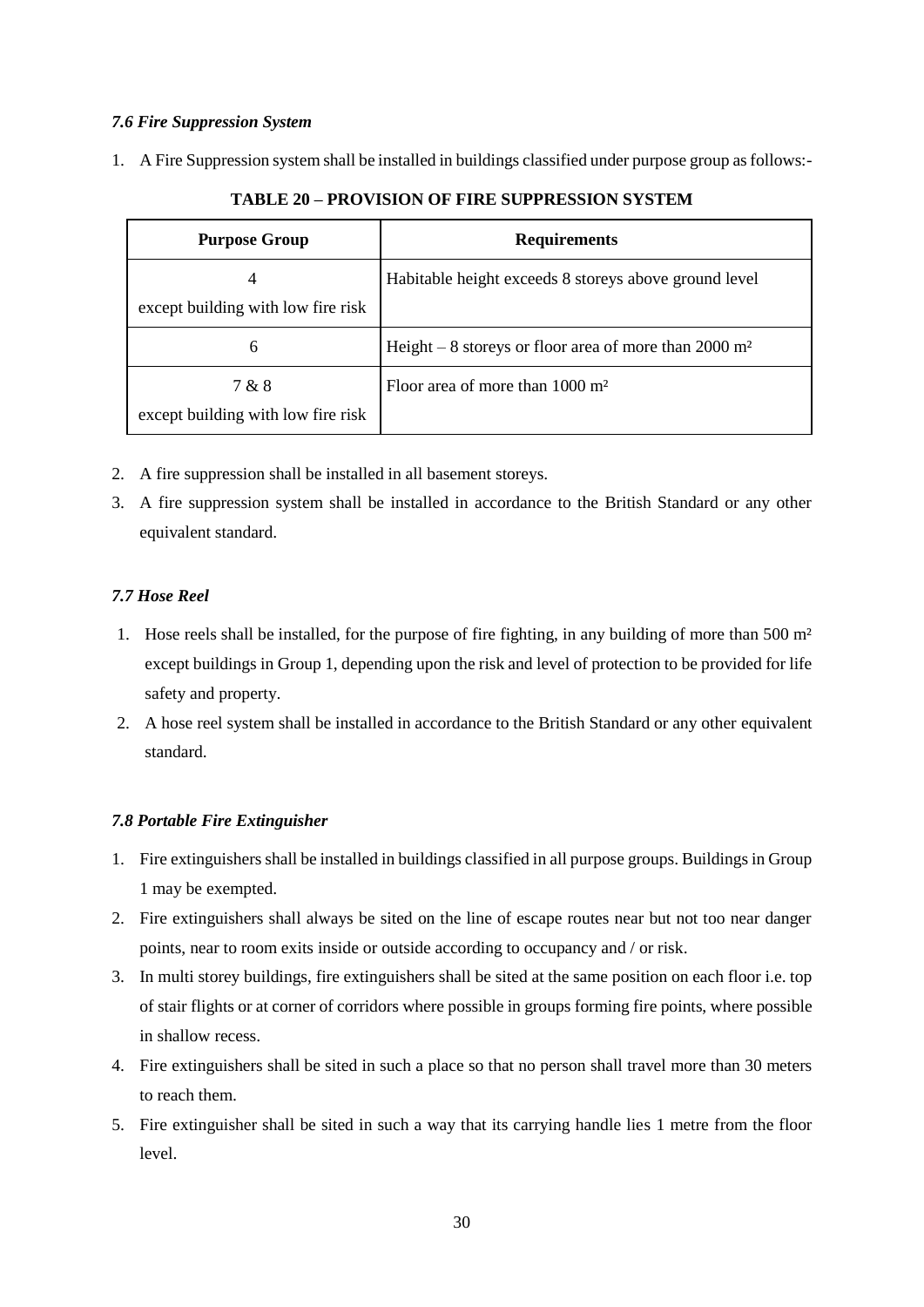### *7.6 Fire Suppression System*

1. A Fire Suppression system shall be installed in buildings classified under purpose group as follows:-

**TABLE 20 – PROVISION OF FIRE SUPPRESSION SYSTEM**

| Purpose Group | Requirements |
| --- | --- |
| 4<br>except building with low fire risk | Habitable height exceeds 8 storeys above ground level |
| 6 | Height – 8 storeys or floor area of more than 2000 $m^2$ |
| 7 & 8<br>except building with low fire risk | Floor area of more than 1000 $m^2$ |

2. A fire suppression shall be installed in all basement storeys.
3. A fire suppression system shall be installed in accordance to the British Standard or any other equivalent standard.

### *7.7 Hose Reel*

1. Hose reels shall be installed, for the purpose of fire fighting, in any building of more than 500 $m^2$ except buildings in Group 1, depending upon the risk and level of protection to be provided for life safety and property.
2. A hose reel system shall be installed in accordance to the British Standard or any other equivalent standard.

### *7.8 Portable Fire Extinguisher*

1. Fire extinguishers shall be installed in buildings classified in all purpose groups. Buildings in Group 1 may be exempted.
2. Fire extinguishers shall always be sited on the line of escape routes near but not too near danger points, near to room exits inside or outside according to occupancy and / or risk.
3. In multi storey buildings, fire extinguishers shall be sited at the same position on each floor i.e. top of stair flights or at corner of corridors where possible in groups forming fire points, where possible in shallow recess.
4. Fire extinguishers shall be sited in such a place so that no person shall travel more than 30 meters to reach them.
5. Fire extinguisher shall be sited in such a way that its carrying handle lies 1 metre from the floor level.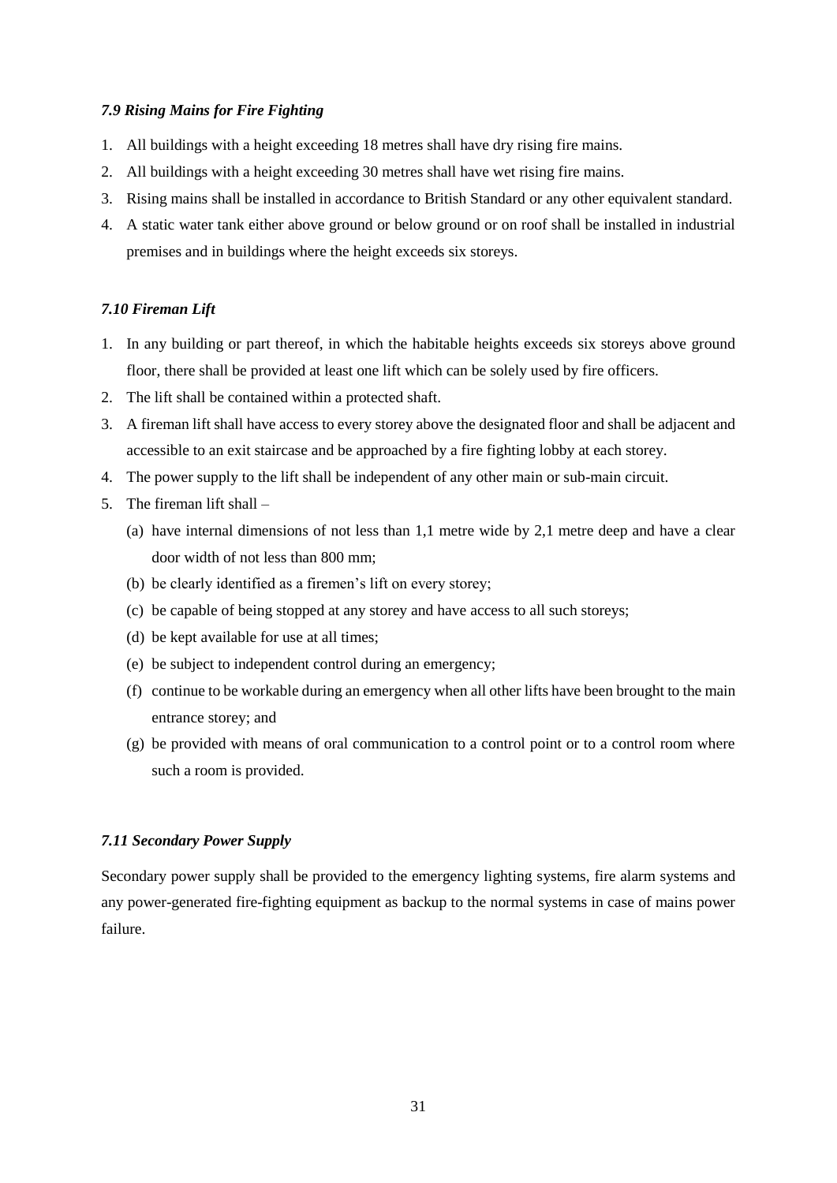### *7.9 Rising Mains for Fire Fighting*

1. All buildings with a height exceeding 18 metres shall have dry rising fire mains.
2. All buildings with a height exceeding 30 metres shall have wet rising fire mains.
3. Rising mains shall be installed in accordance to British Standard or any other equivalent standard.
4. A static water tank either above ground or below ground or on roof shall be installed in industrial premises and in buildings where the height exceeds six storeys.

### *7.10 Fireman Lift*

1. In any building or part thereof, in which the habitable heights exceeds six storeys above ground floor, there shall be provided at least one lift which can be solely used by fire officers.
2. The lift shall be contained within a protected shaft.
3. A fireman lift shall have access to every storey above the designated floor and shall be adjacent and accessible to an exit staircase and be approached by a fire fighting lobby at each storey.
4. The power supply to the lift shall be independent of any other main or sub-main circuit.
5. The fireman lift shall –
   (a) have internal dimensions of not less than 1,1 metre wide by 2,1 metre deep and have a clear door width of not less than 800 mm;
   (b) be clearly identified as a firemen's lift on every storey;
   (c) be capable of being stopped at any storey and have access to all such storeys;
   (d) be kept available for use at all times;
   (e) be subject to independent control during an emergency;
   (f) continue to be workable during an emergency when all other lifts have been brought to the main entrance storey; and
   (g) be provided with means of oral communication to a control point or to a control room where such a room is provided.

### *7.11 Secondary Power Supply*

Secondary power supply shall be provided to the emergency lighting systems, fire alarm systems and any power-generated fire-fighting equipment as backup to the normal systems in case of mains power failure.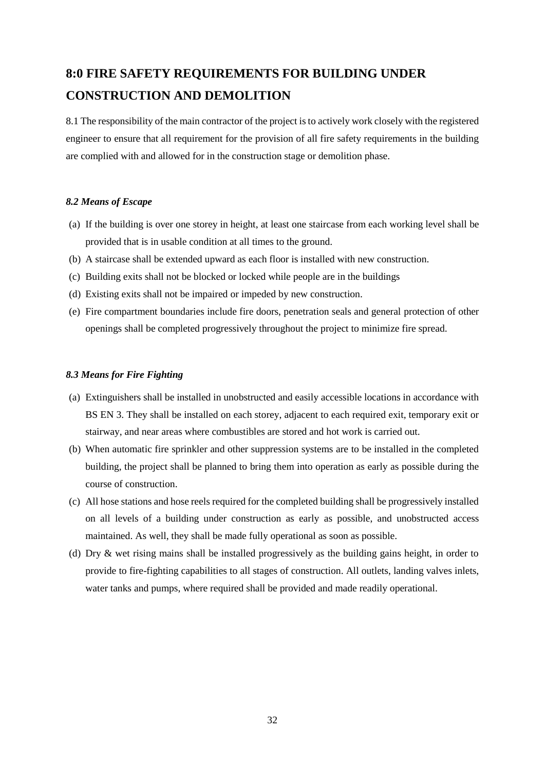# 8:0 FIRE SAFETY REQUIREMENTS FOR BUILDING UNDER CONSTRUCTION AND DEMOLITION

8.1 The responsibility of the main contractor of the project is to actively work closely with the registered engineer to ensure that all requirement for the provision of all fire safety requirements in the building are complied with and allowed for in the construction stage or demolition phase.

### *8.2 Means of Escape*

(a) If the building is over one storey in height, at least one staircase from each working level shall be provided that is in usable condition at all times to the ground.

(b) A staircase shall be extended upward as each floor is installed with new construction.

(c) Building exits shall not be blocked or locked while people are in the buildings

(d) Existing exits shall not be impaired or impeded by new construction.

(e) Fire compartment boundaries include fire doors, penetration seals and general protection of other openings shall be completed progressively throughout the project to minimize fire spread.

### *8.3 Means for Fire Fighting*

(a) Extinguishers shall be installed in unobstructed and easily accessible locations in accordance with BS EN 3. They shall be installed on each storey, adjacent to each required exit, temporary exit or stairway, and near areas where combustibles are stored and hot work is carried out.

(b) When automatic fire sprinkler and other suppression systems are to be installed in the completed building, the project shall be planned to bring them into operation as early as possible during the course of construction.

(c) All hose stations and hose reels required for the completed building shall be progressively installed on all levels of a building under construction as early as possible, and unobstructed access maintained. As well, they shall be made fully operational as soon as possible.

(d) Dry & wet rising mains shall be installed progressively as the building gains height, in order to provide to fire-fighting capabilities to all stages of construction. All outlets, landing valves inlets, water tanks and pumps, where required shall be provided and made readily operational.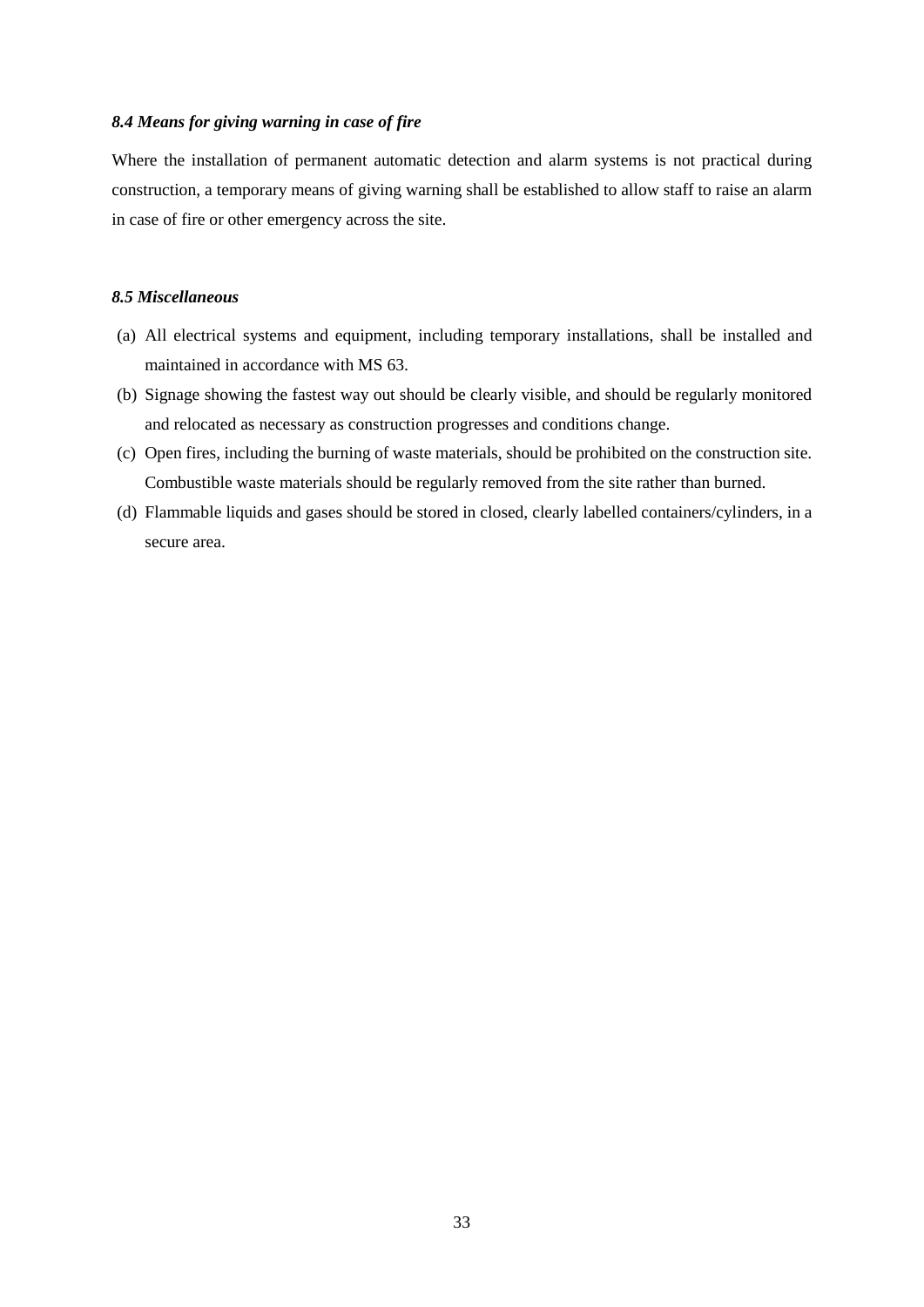### *8.4 Means for giving warning in case of fire*

Where the installation of permanent automatic detection and alarm systems is not practical during construction, a temporary means of giving warning shall be established to allow staff to raise an alarm in case of fire or other emergency across the site.

### *8.5 Miscellaneous*

(a) All electrical systems and equipment, including temporary installations, shall be installed and maintained in accordance with MS 63.

(b) Signage showing the fastest way out should be clearly visible, and should be regularly monitored and relocated as necessary as construction progresses and conditions change.

(c) Open fires, including the burning of waste materials, should be prohibited on the construction site. Combustible waste materials should be regularly removed from the site rather than burned.

(d) Flammable liquids and gases should be stored in closed, clearly labelled containers/cylinders, in a secure area.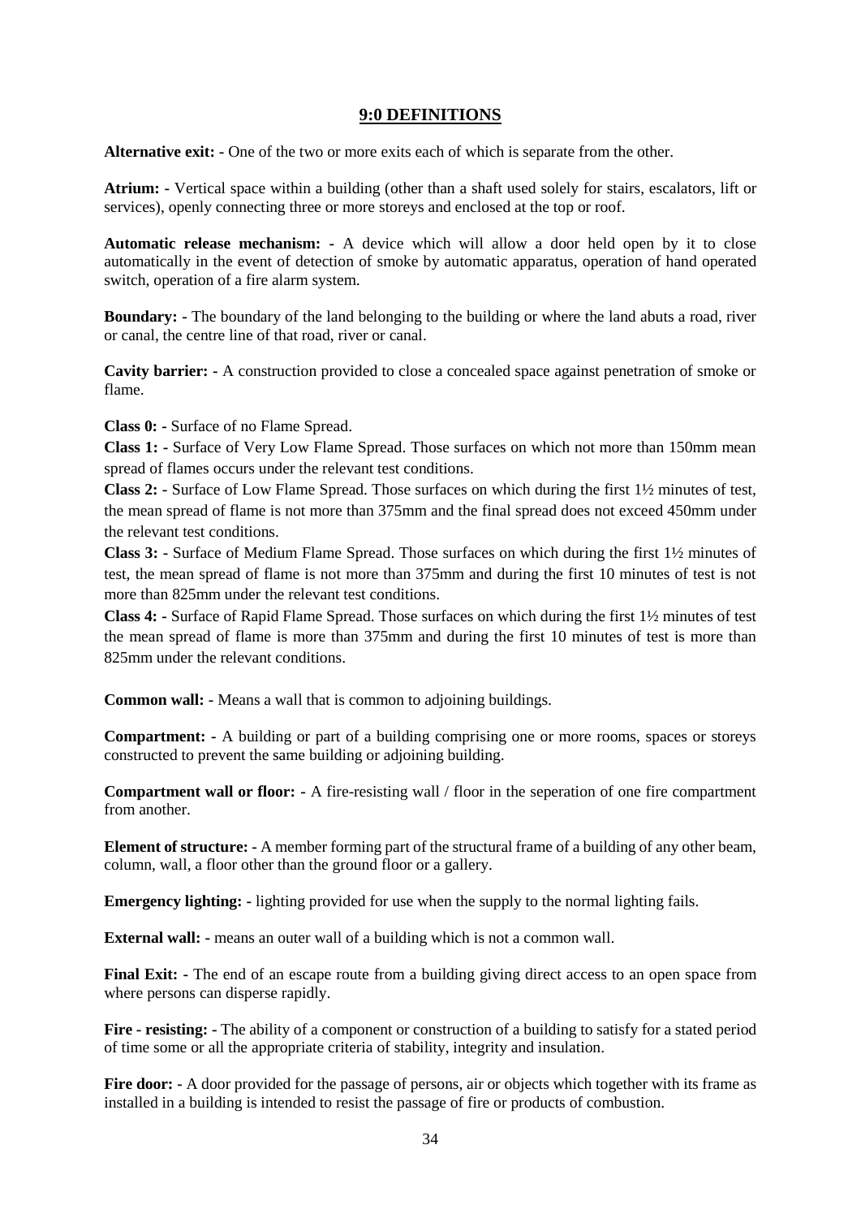## 9:0 DEFINITIONS

**Alternative exit: -** One of the two or more exits each of which is separate from the other.

**Atrium: -** Vertical space within a building (other than a shaft used solely for stairs, escalators, lift or services), openly connecting three or more storeys and enclosed at the top or roof.

**Automatic release mechanism: -** A device which will allow a door held open by it to close automatically in the event of detection of smoke by automatic apparatus, operation of hand operated switch, operation of a fire alarm system.

**Boundary: -** The boundary of the land belonging to the building or where the land abuts a road, river or canal, the centre line of that road, river or canal.

**Cavity barrier: -** A construction provided to close a concealed space against penetration of smoke or flame.

**Class 0: -** Surface of no Flame Spread.

**Class 1: -** Surface of Very Low Flame Spread. Those surfaces on which not more than 150mm mean spread of flames occurs under the relevant test conditions.

**Class 2: -** Surface of Low Flame Spread. Those surfaces on which during the first 1½ minutes of test, the mean spread of flame is not more than 375mm and the final spread does not exceed 450mm under the relevant test conditions.

**Class 3: -** Surface of Medium Flame Spread. Those surfaces on which during the first 1½ minutes of test, the mean spread of flame is not more than 375mm and during the first 10 minutes of test is not more than 825mm under the relevant test conditions.

**Class 4: -** Surface of Rapid Flame Spread. Those surfaces on which during the first 1½ minutes of test the mean spread of flame is more than 375mm and during the first 10 minutes of test is more than 825mm under the relevant conditions.

**Common wall: -** Means a wall that is common to adjoining buildings.

**Compartment: -** A building or part of a building comprising one or more rooms, spaces or storeys constructed to prevent the same building or adjoining building.

**Compartment wall or floor: -** A fire-resisting wall / floor in the seperation of one fire compartment from another.

**Element of structure: -** A member forming part of the structural frame of a building of any other beam, column, wall, a floor other than the ground floor or a gallery.

**Emergency lighting: -** lighting provided for use when the supply to the normal lighting fails.

**External wall: -** means an outer wall of a building which is not a common wall.

**Final Exit: -** The end of an escape route from a building giving direct access to an open space from where persons can disperse rapidly.

**Fire - resisting: -** The ability of a component or construction of a building to satisfy for a stated period of time some or all the appropriate criteria of stability, integrity and insulation.

**Fire door: -** A door provided for the passage of persons, air or objects which together with its frame as installed in a building is intended to resist the passage of fire or products of combustion.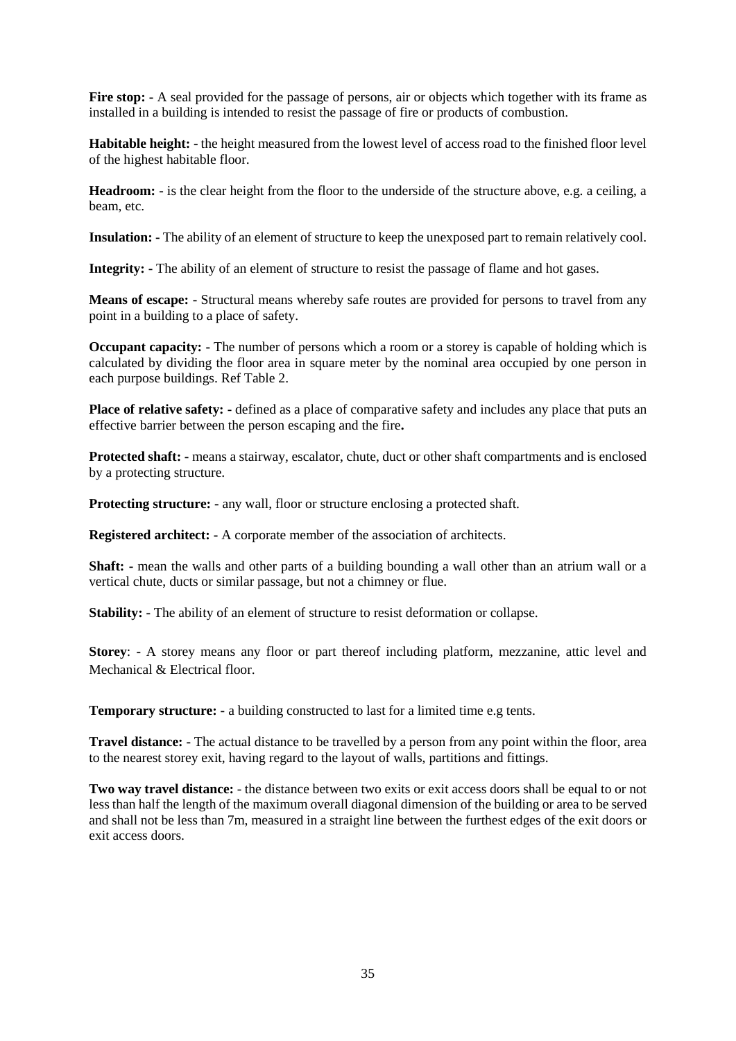**Fire stop: -** A seal provided for the passage of persons, air or objects which together with its frame as installed in a building is intended to resist the passage of fire or products of combustion.

**Habitable height:** - the height measured from the lowest level of access road to the finished floor level of the highest habitable floor.

**Headroom: -** is the clear height from the floor to the underside of the structure above, e.g. a ceiling, a beam, etc.

**Insulation: -** The ability of an element of structure to keep the unexposed part to remain relatively cool.

**Integrity: -** The ability of an element of structure to resist the passage of flame and hot gases.

**Means of escape: -** Structural means whereby safe routes are provided for persons to travel from any point in a building to a place of safety.

**Occupant capacity: -** The number of persons which a room or a storey is capable of holding which is calculated by dividing the floor area in square meter by the nominal area occupied by one person in each purpose buildings. Ref Table 2.

**Place of relative safety: -** defined as a place of comparative safety and includes any place that puts an effective barrier between the person escaping and the fire**.**

**Protected shaft: -** means a stairway, escalator, chute, duct or other shaft compartments and is enclosed by a protecting structure.

**Protecting structure: -** any wall, floor or structure enclosing a protected shaft.

**Registered architect: -** A corporate member of the association of architects.

**Shaft: -** mean the walls and other parts of a building bounding a wall other than an atrium wall or a vertical chute, ducts or similar passage, but not a chimney or flue.

**Stability: -** The ability of an element of structure to resist deformation or collapse.

**Storey**: - A storey means any floor or part thereof including platform, mezzanine, attic level and Mechanical & Electrical floor.

**Temporary structure: -** a building constructed to last for a limited time e.g tents.

**Travel distance: -** The actual distance to be travelled by a person from any point within the floor, area to the nearest storey exit, having regard to the layout of walls, partitions and fittings.

**Two way travel distance:** - the distance between two exits or exit access doors shall be equal to or not less than half the length of the maximum overall diagonal dimension of the building or area to be served and shall not be less than 7m, measured in a straight line between the furthest edges of the exit doors or exit access doors.